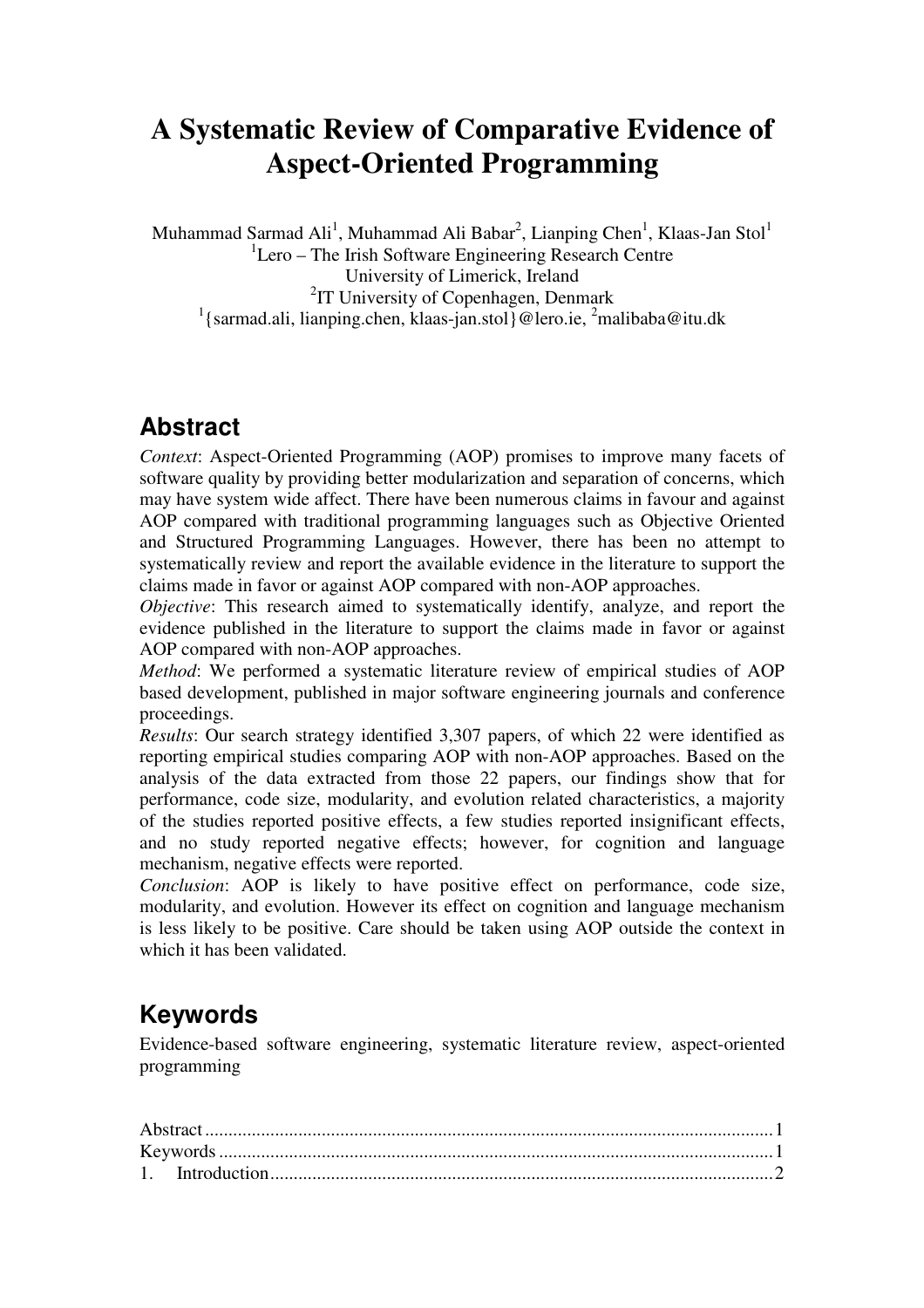# A Systematic Review of Comparative Evidence of Aspect-Oriented Programming

Muhammad Sarmad Ali[1], Muhammad Ali Babar[2], Lianping Chen[1], Klaas-Jan Stol[1]
[1]Lero – The Irish Software Engineering Research Centre
University of Limerick, Ireland
[2]IT University of Copenhagen, Denmark
[1]{sarmad.ali, lianping.chen, klaas-jan.stol}@lero.ie, [2]malibaba@itu.dk

## Abstract

*Context*: Aspect-Oriented Programming (AOP) promises to improve many facets of software quality by providing better modularization and separation of concerns, which may have system wide affect. There have been numerous claims in favour and against AOP compared with traditional programming languages such as Objective Oriented and Structured Programming Languages. However, there has been no attempt to systematically review and report the available evidence in the literature to support the claims made in favor or against AOP compared with non-AOP approaches.

*Objective*: This research aimed to systematically identify, analyze, and report the evidence published in the literature to support the claims made in favor or against AOP compared with non-AOP approaches.

*Method*: We performed a systematic literature review of empirical studies of AOP based development, published in major software engineering journals and conference proceedings.

*Results*: Our search strategy identified 3,307 papers, of which 22 were identified as reporting empirical studies comparing AOP with non-AOP approaches. Based on the analysis of the data extracted from those 22 papers, our findings show that for performance, code size, modularity, and evolution related characteristics, a majority of the studies reported positive effects, a few studies reported insignificant effects, and no study reported negative effects; however, for cognition and language mechanism, negative effects were reported.

*Conclusion*: AOP is likely to have positive effect on performance, code size, modularity, and evolution. However its effect on cognition and language mechanism is less likely to be positive. Care should be taken using AOP outside the context in which it has been validated.

## Keywords

Evidence-based software engineering, systematic literature review, aspect-oriented programming

Abstract ........................................................................................................ 1
Keywords ...................................................................................................... 1
1. Introduction ............................................................................................ 2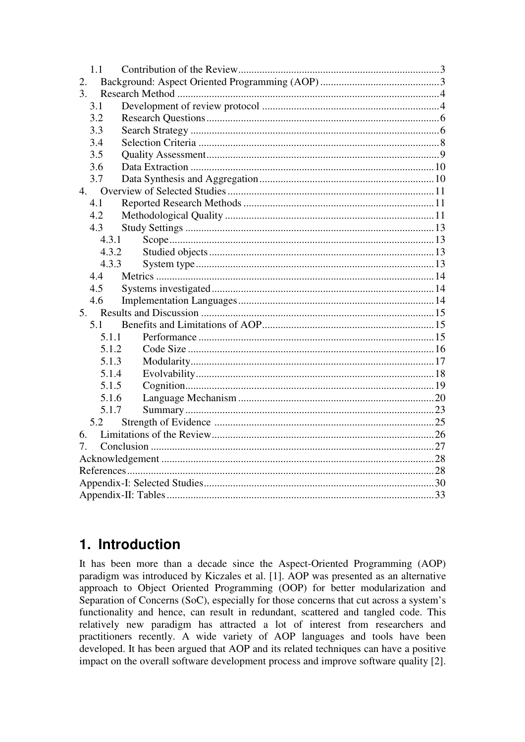1.1 Contribution of the Review ........................................................................ 3
2. Background: Aspect Oriented Programming (AOP) ........................................ 3
3. Research Method ........................................................................................ 4
3.1 Development of review protocol ............................................................. 4
3.2 Research Questions .................................................................................. 6
3.3 Search Strategy ........................................................................................ 6
3.4 Selection Criteria ...................................................................................... 8
3.5 Quality Assessment ................................................................................... 9
3.6 Data Extraction ....................................................................................... 10
3.7 Data Synthesis and Aggregation ............................................................. 10
4. Overview of Selected Studies ..................................................................... 11
4.1 Reported Research Methods ................................................................... 11
4.2 Methodological Quality .......................................................................... 11
4.3 Study Settings ......................................................................................... 13
4.3.1 Scope ............................................................................................... 13
4.3.2 Studied objects ................................................................................ 13
4.3.3 System type ..................................................................................... 13
4.4 Metrics .................................................................................................... 14
4.5 Systems investigated ............................................................................... 14
4.6 Implementation Languages ..................................................................... 14
5. Results and Discussion .............................................................................. 15
5.1 Benefits and Limitations of AOP ............................................................ 15
5.1.1 Performance .................................................................................... 15
5.1.2 Code Size ........................................................................................ 16
5.1.3 Modularity ....................................................................................... 17
5.1.4 Evolvability ..................................................................................... 18
5.1.5 Cognition ......................................................................................... 19
5.1.6 Language Mechanism ..................................................................... 20
5.1.7 Summary ......................................................................................... 23
5.2 Strength of Evidence .............................................................................. 25
6. Limitations of the Review .......................................................................... 26
7. Conclusion ................................................................................................. 27
Acknowledgement .......................................................................................... 28
References ...................................................................................................... 28
Appendix-I: Selected Studies .......................................................................... 30
Appendix-II: Tables ........................................................................................ 33

# 1. Introduction

It has been more than a decade since the Aspect-Oriented Programming (AOP) paradigm was introduced by Kiczales et al. [1]. AOP was presented as an alternative approach to Object Oriented Programming (OOP) for better modularization and Separation of Concerns (SoC), especially for those concerns that cut across a system's functionality and hence, can result in redundant, scattered and tangled code. This relatively new paradigm has attracted a lot of interest from researchers and practitioners recently. A wide variety of AOP languages and tools have been developed. It has been argued that AOP and its related techniques can have a positive impact on the overall software development process and improve software quality [2].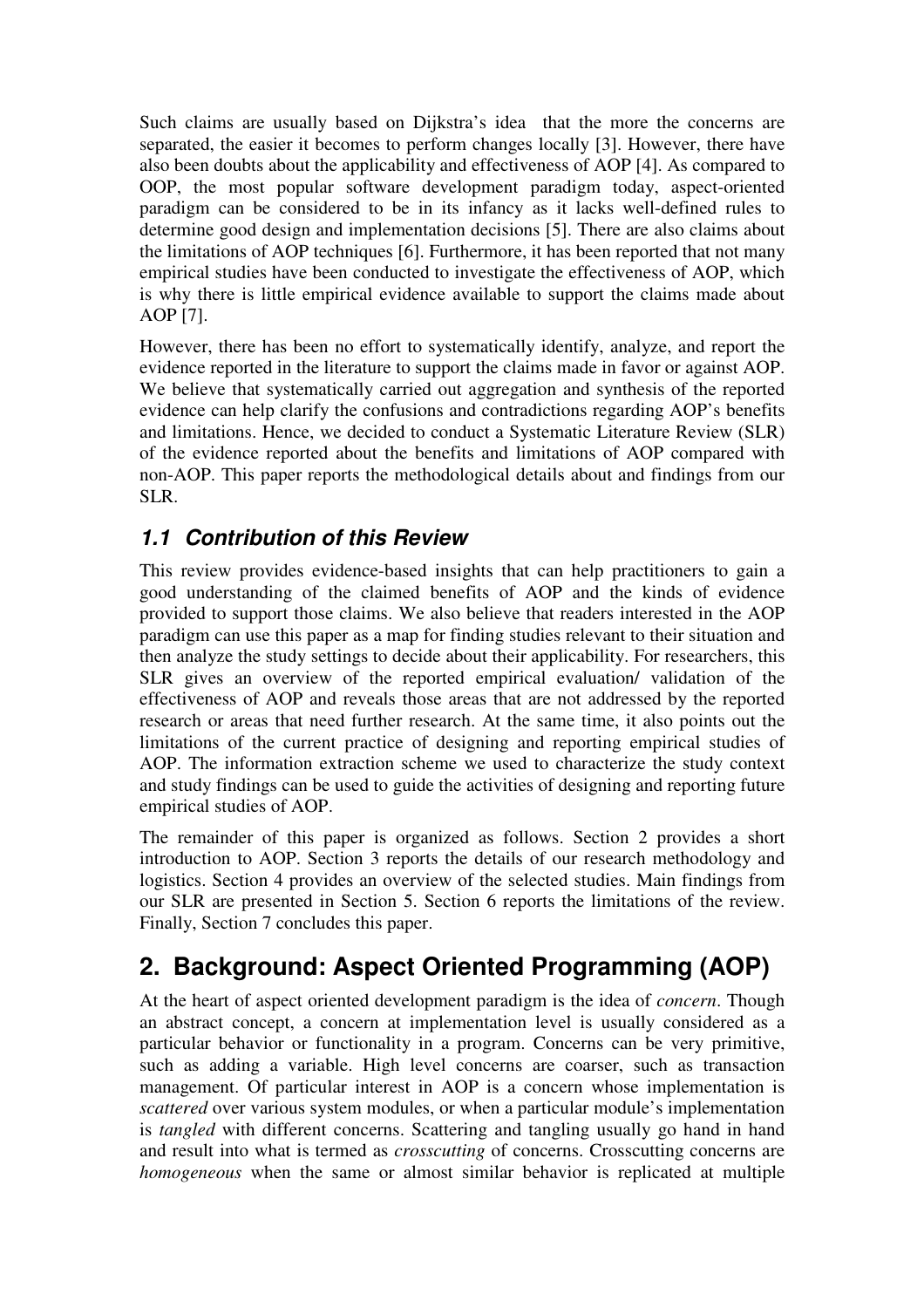Such claims are usually based on Dijkstra's idea that the more the concerns are separated, the easier it becomes to perform changes locally [3]. However, there have also been doubts about the applicability and effectiveness of AOP [4]. As compared to OOP, the most popular software development paradigm today, aspect-oriented paradigm can be considered to be in its infancy as it lacks well-defined rules to determine good design and implementation decisions [5]. There are also claims about the limitations of AOP techniques [6]. Furthermore, it has been reported that not many empirical studies have been conducted to investigate the effectiveness of AOP, which is why there is little empirical evidence available to support the claims made about AOP [7].

However, there has been no effort to systematically identify, analyze, and report the evidence reported in the literature to support the claims made in favor or against AOP. We believe that systematically carried out aggregation and synthesis of the reported evidence can help clarify the confusions and contradictions regarding AOP's benefits and limitations. Hence, we decided to conduct a Systematic Literature Review (SLR) of the evidence reported about the benefits and limitations of AOP compared with non-AOP. This paper reports the methodological details about and findings from our SLR.

### *1.1 Contribution of this Review*

This review provides evidence-based insights that can help practitioners to gain a good understanding of the claimed benefits of AOP and the kinds of evidence provided to support those claims. We also believe that readers interested in the AOP paradigm can use this paper as a map for finding studies relevant to their situation and then analyze the study settings to decide about their applicability. For researchers, this SLR gives an overview of the reported empirical evaluation/ validation of the effectiveness of AOP and reveals those areas that are not addressed by the reported research or areas that need further research. At the same time, it also points out the limitations of the current practice of designing and reporting empirical studies of AOP. The information extraction scheme we used to characterize the study context and study findings can be used to guide the activities of designing and reporting future empirical studies of AOP.

The remainder of this paper is organized as follows. Section 2 provides a short introduction to AOP. Section 3 reports the details of our research methodology and logistics. Section 4 provides an overview of the selected studies. Main findings from our SLR are presented in Section 5. Section 6 reports the limitations of the review. Finally, Section 7 concludes this paper.

## 2. Background: Aspect Oriented Programming (AOP)

At the heart of aspect oriented development paradigm is the idea of *concern*. Though an abstract concept, a concern at implementation level is usually considered as a particular behavior or functionality in a program. Concerns can be very primitive, such as adding a variable. High level concerns are coarser, such as transaction management. Of particular interest in AOP is a concern whose implementation is *scattered* over various system modules, or when a particular module's implementation is *tangled* with different concerns. Scattering and tangling usually go hand in hand and result into what is termed as *crosscutting* of concerns. Crosscutting concerns are *homogeneous* when the same or almost similar behavior is replicated at multiple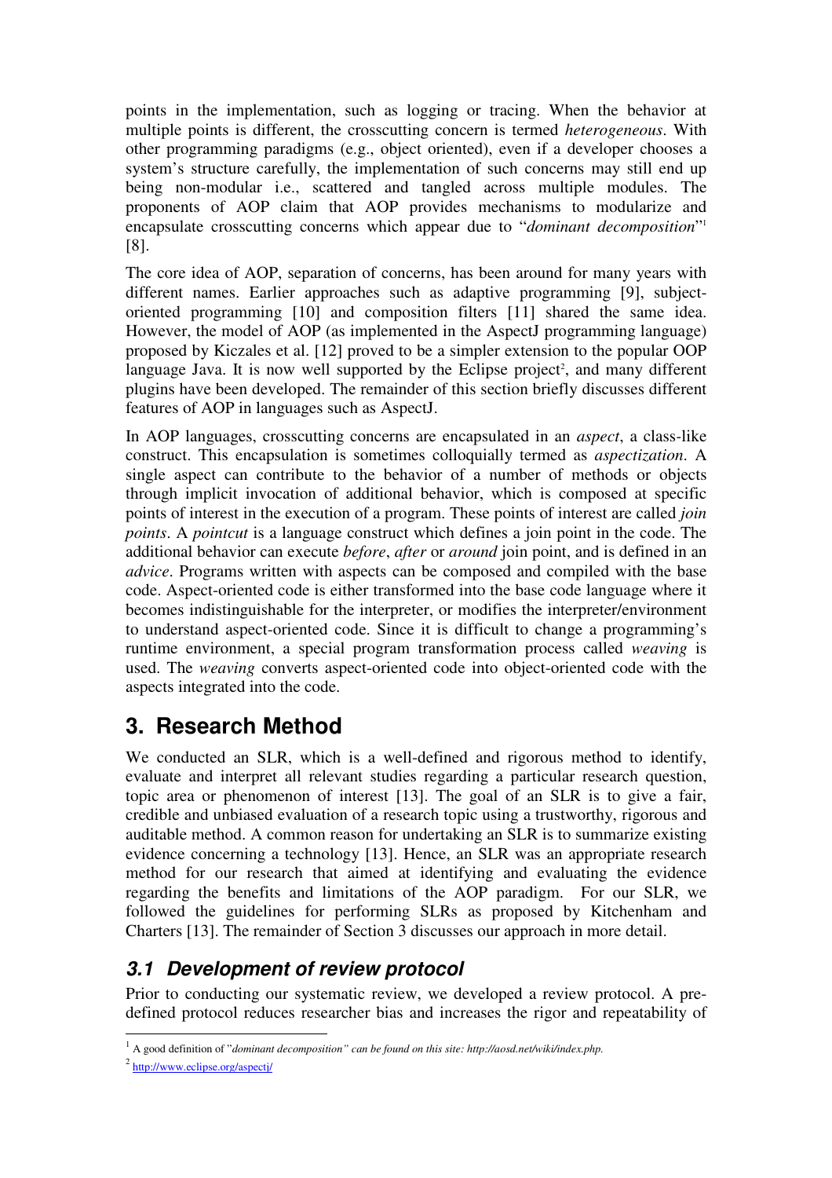points in the implementation, such as logging or tracing. When the behavior at multiple points is different, the crosscutting concern is termed *heterogeneous*. With other programming paradigms (e.g., object oriented), even if a developer chooses a system's structure carefully, the implementation of such concerns may still end up being non-modular i.e., scattered and tangled across multiple modules. The proponents of AOP claim that AOP provides mechanisms to modularize and encapsulate crosscutting concerns which appear due to "*dominant decomposition*"[1] [8].

The core idea of AOP, separation of concerns, has been around for many years with different names. Earlier approaches such as adaptive programming [9], subject-oriented programming [10] and composition filters [11] shared the same idea. However, the model of AOP (as implemented in the AspectJ programming language) proposed by Kiczales et al. [12] proved to be a simpler extension to the popular OOP language Java. It is now well supported by the Eclipse project[2], and many different plugins have been developed. The remainder of this section briefly discusses different features of AOP in languages such as AspectJ.

In AOP languages, crosscutting concerns are encapsulated in an *aspect*, a class-like construct. This encapsulation is sometimes colloquially termed as *aspectization*. A single aspect can contribute to the behavior of a number of methods or objects through implicit invocation of additional behavior, which is composed at specific points of interest in the execution of a program. These points of interest are called *join points*. A *pointcut* is a language construct which defines a join point in the code. The additional behavior can execute *before*, *after* or *around* join point, and is defined in an *advice*. Programs written with aspects can be composed and compiled with the base code. Aspect-oriented code is either transformed into the base code language where it becomes indistinguishable for the interpreter, or modifies the interpreter/environment to understand aspect-oriented code. Since it is difficult to change a programming's runtime environment, a special program transformation process called *weaving* is used. The *weaving* converts aspect-oriented code into object-oriented code with the aspects integrated into the code.

# 3. Research Method

We conducted an SLR, which is a well-defined and rigorous method to identify, evaluate and interpret all relevant studies regarding a particular research question, topic area or phenomenon of interest [13]. The goal of an SLR is to give a fair, credible and unbiased evaluation of a research topic using a trustworthy, rigorous and auditable method. A common reason for undertaking an SLR is to summarize existing evidence concerning a technology [13]. Hence, an SLR was an appropriate research method for our research that aimed at identifying and evaluating the evidence regarding the benefits and limitations of the AOP paradigm. For our SLR, we followed the guidelines for performing SLRs as proposed by Kitchenham and Charters [13]. The remainder of Section 3 discusses our approach in more detail.

## *3.1 Development of review protocol*

Prior to conducting our systematic review, we developed a review protocol. A pre-defined protocol reduces researcher bias and increases the rigor and repeatability of

[1] A good definition of "*dominant decomposition" can be found on this site: http://aosd.net/wiki/index.php.*

[2] http://www.eclipse.org/aspectj/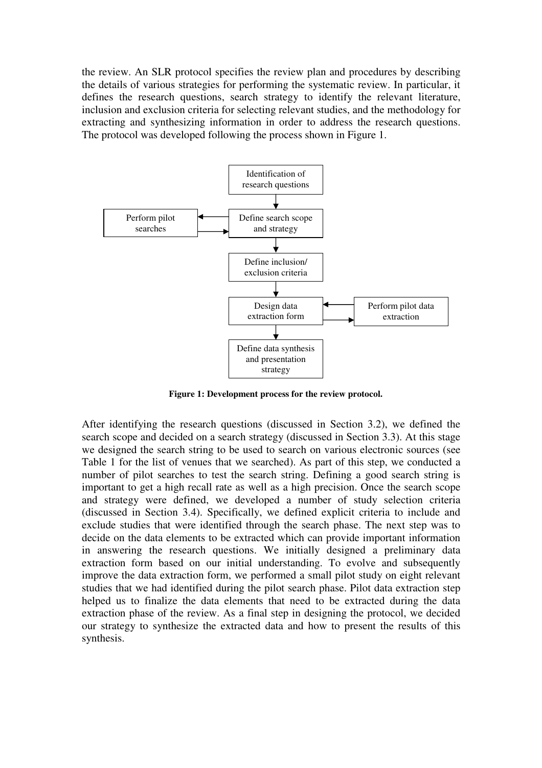the review. An SLR protocol specifies the review plan and procedures by describing the details of various strategies for performing the systematic review. In particular, it defines the research questions, search strategy to identify the relevant literature, inclusion and exclusion criteria for selecting relevant studies, and the methodology for extracting and synthesizing information in order to address the research questions. The protocol was developed following the process shown in Figure 1.

**Figure 1: Development process for the review protocol.**

After identifying the research questions (discussed in Section 3.2), we defined the search scope and decided on a search strategy (discussed in Section 3.3). At this stage we designed the search string to be used to search on various electronic sources (see Table 1 for the list of venues that we searched). As part of this step, we conducted a number of pilot searches to test the search string. Defining a good search string is important to get a high recall rate as well as a high precision. Once the search scope and strategy were defined, we developed a number of study selection criteria (discussed in Section 3.4). Specifically, we defined explicit criteria to include and exclude studies that were identified through the search phase. The next step was to decide on the data elements to be extracted which can provide important information in answering the research questions. We initially designed a preliminary data extraction form based on our initial understanding. To evolve and subsequently improve the data extraction form, we performed a small pilot study on eight relevant studies that we had identified during the pilot search phase. Pilot data extraction step helped us to finalize the data elements that need to be extracted during the data extraction phase of the review. As a final step in designing the protocol, we decided our strategy to synthesize the extracted data and how to present the results of this synthesis.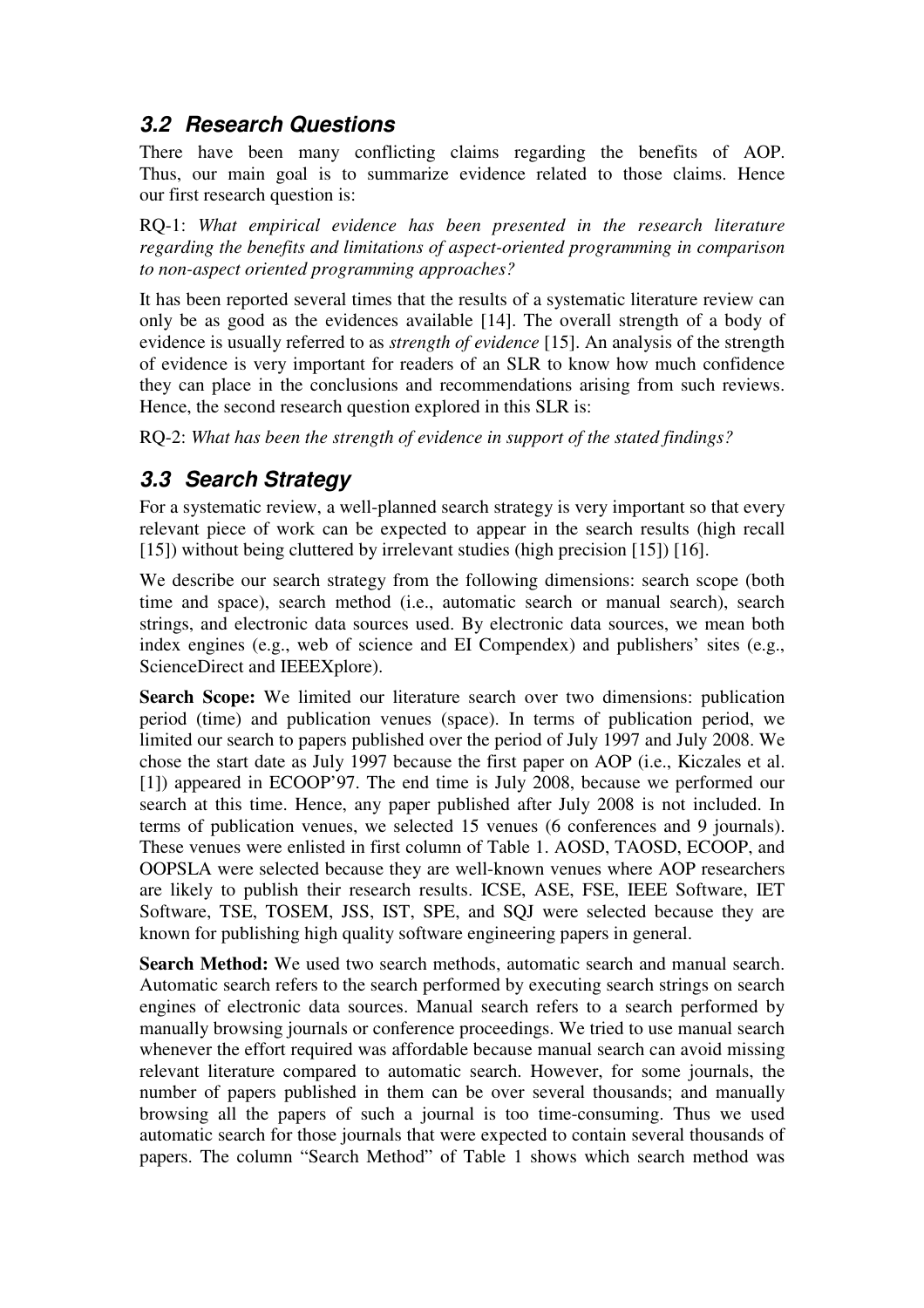## 3.2 Research Questions

There have been many conflicting claims regarding the benefits of AOP. Thus, our main goal is to summarize evidence related to those claims. Hence our first research question is:

RQ-1: *What empirical evidence has been presented in the research literature regarding the benefits and limitations of aspect-oriented programming in comparison to non-aspect oriented programming approaches?*

It has been reported several times that the results of a systematic literature review can only be as good as the evidences available [14]. The overall strength of a body of evidence is usually referred to as *strength of evidence* [15]. An analysis of the strength of evidence is very important for readers of an SLR to know how much confidence they can place in the conclusions and recommendations arising from such reviews. Hence, the second research question explored in this SLR is:

RQ-2: *What has been the strength of evidence in support of the stated findings?*

## 3.3 Search Strategy

For a systematic review, a well-planned search strategy is very important so that every relevant piece of work can be expected to appear in the search results (high recall [15]) without being cluttered by irrelevant studies (high precision [15]) [16].

We describe our search strategy from the following dimensions: search scope (both time and space), search method (i.e., automatic search or manual search), search strings, and electronic data sources used. By electronic data sources, we mean both index engines (e.g., web of science and EI Compendex) and publishers' sites (e.g., ScienceDirect and IEEEXplore).

**Search Scope:** We limited our literature search over two dimensions: publication period (time) and publication venues (space). In terms of publication period, we limited our search to papers published over the period of July 1997 and July 2008. We chose the start date as July 1997 because the first paper on AOP (i.e., Kiczales et al. [1]) appeared in ECOOP'97. The end time is July 2008, because we performed our search at this time. Hence, any paper published after July 2008 is not included. In terms of publication venues, we selected 15 venues (6 conferences and 9 journals). These venues were enlisted in first column of Table 1. AOSD, TAOSD, ECOOP, and OOPSLA were selected because they are well-known venues where AOP researchers are likely to publish their research results. ICSE, ASE, FSE, IEEE Software, IET Software, TSE, TOSEM, JSS, IST, SPE, and SQJ were selected because they are known for publishing high quality software engineering papers in general.

**Search Method:** We used two search methods, automatic search and manual search. Automatic search refers to the search performed by executing search strings on search engines of electronic data sources. Manual search refers to a search performed by manually browsing journals or conference proceedings. We tried to use manual search whenever the effort required was affordable because manual search can avoid missing relevant literature compared to automatic search. However, for some journals, the number of papers published in them can be over several thousands; and manually browsing all the papers of such a journal is too time-consuming. Thus we used automatic search for those journals that were expected to contain several thousands of papers. The column "Search Method" of Table 1 shows which search method was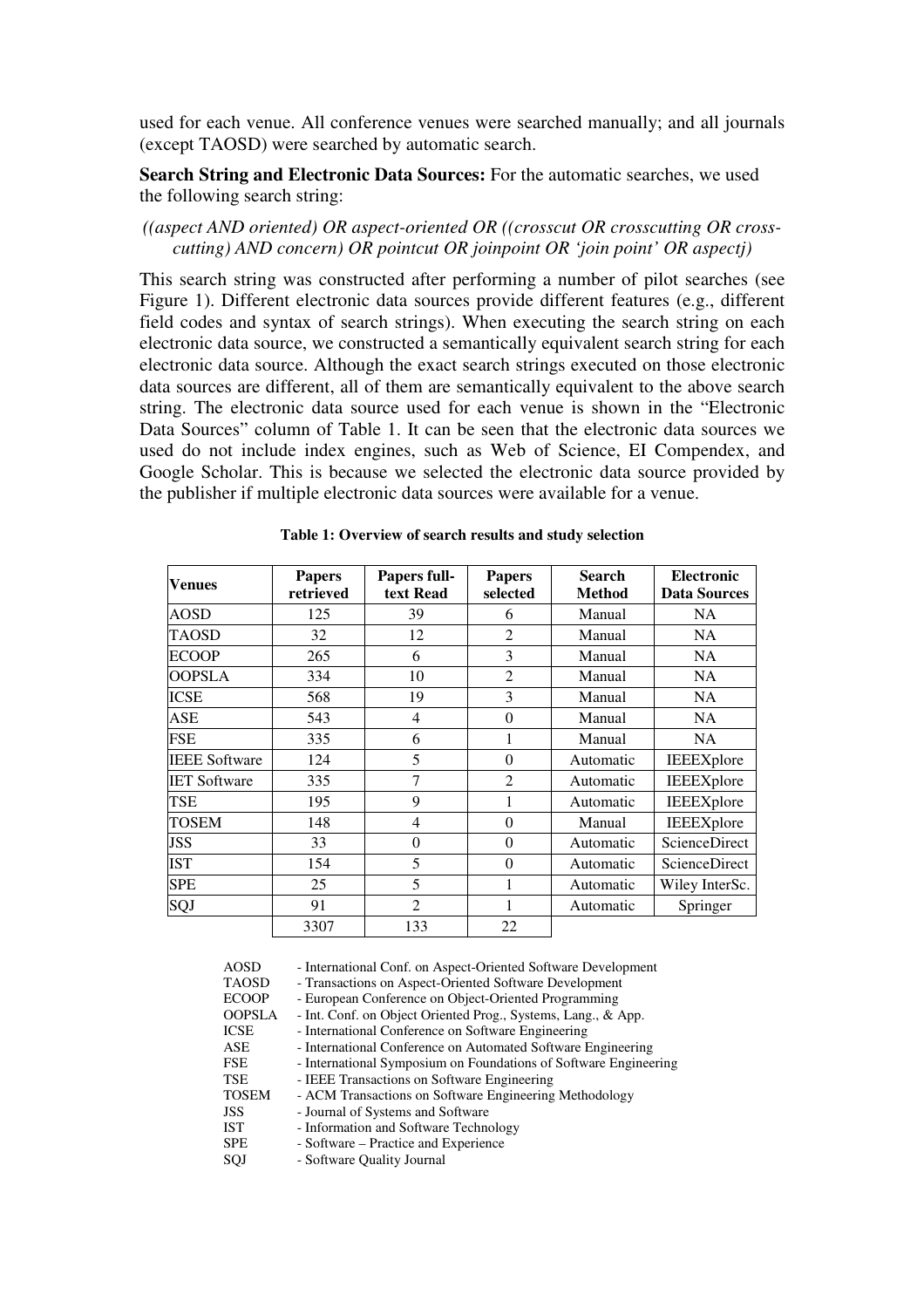used for each venue. All conference venues were searched manually; and all journals (except TAOSD) were searched by automatic search.

**Search String and Electronic Data Sources:** For the automatic searches, we used the following search string:

*((aspect AND oriented) OR aspect-oriented OR ((crosscut OR crosscutting OR cross-cutting) AND concern) OR pointcut OR joinpoint OR 'join point' OR aspectj)*

This search string was constructed after performing a number of pilot searches (see Figure 1). Different electronic data sources provide different features (e.g., different field codes and syntax of search strings). When executing the search string on each electronic data source, we constructed a semantically equivalent search string for each electronic data source. Although the exact search strings executed on those electronic data sources are different, all of them are semantically equivalent to the above search string. The electronic data source used for each venue is shown in the "Electronic Data Sources" column of Table 1. It can be seen that the electronic data sources we used do not include index engines, such as Web of Science, EI Compendex, and Google Scholar. This is because we selected the electronic data source provided by the publisher if multiple electronic data sources were available for a venue.

**Table 1: Overview of search results and study selection**

| Venues | Papers retrieved | Papers full-text Read | Papers selected | Search Method | Electronic Data Sources |
|---|---|---|---|---|---|
| AOSD | 125 | 39 | 6 | Manual | NA |
| TAOSD | 32 | 12 | 2 | Manual | NA |
| ECOOP | 265 | 6 | 3 | Manual | NA |
| OOPSLA | 334 | 10 | 2 | Manual | NA |
| ICSE | 568 | 19 | 3 | Manual | NA |
| ASE | 543 | 4 | 0 | Manual | NA |
| FSE | 335 | 6 | 1 | Manual | NA |
| IEEE Software | 124 | 5 | 0 | Automatic | IEEEXplore |
| IET Software | 335 | 7 | 2 | Automatic | IEEEXplore |
| TSE | 195 | 9 | 1 | Automatic | IEEEXplore |
| TOSEM | 148 | 4 | 0 | Manual | IEEEXplore |
| JSS | 33 | 0 | 0 | Automatic | ScienceDirect |
| IST | 154 | 5 | 0 | Automatic | ScienceDirect |
| SPE | 25 | 5 | 1 | Automatic | Wiley InterSc. |
| SQJ | 91 | 2 | 1 | Automatic | Springer |
| | 3307 | 133 | 22 | | |

AOSD - International Conf. on Aspect-Oriented Software Development
TAOSD - Transactions on Aspect-Oriented Software Development
ECOOP - European Conference on Object-Oriented Programming
OOPSLA - Int. Conf. on Object Oriented Prog., Systems, Lang., & App.
ICSE - International Conference on Software Engineering
ASE - International Conference on Automated Software Engineering
FSE - International Symposium on Foundations of Software Engineering
TSE - IEEE Transactions on Software Engineering
TOSEM - ACM Transactions on Software Engineering Methodology
JSS - Journal of Systems and Software
IST - Information and Software Technology
SPE - Software – Practice and Experience
SQJ - Software Quality Journal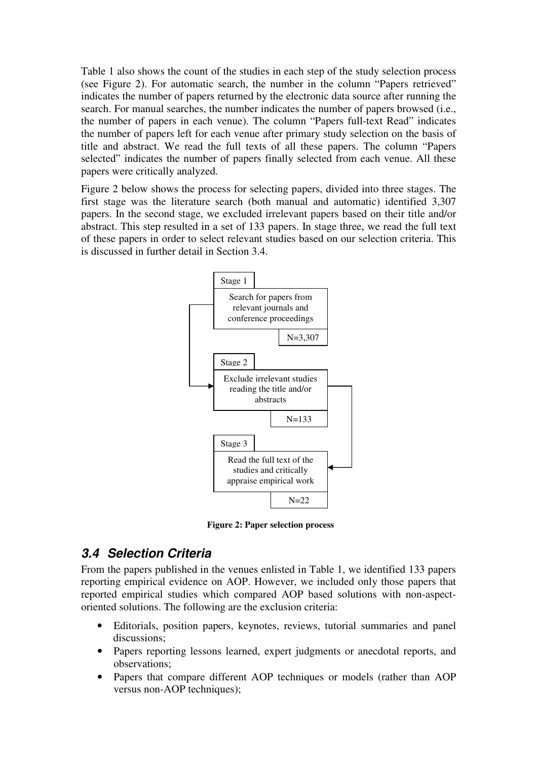Table 1 also shows the count of the studies in each step of the study selection process (see Figure 2). For automatic search, the number in the column "Papers retrieved" indicates the number of papers returned by the electronic data source after running the search. For manual searches, the number indicates the number of papers browsed (i.e., the number of papers in each venue). The column "Papers full-text Read" indicates the number of papers left for each venue after primary study selection on the basis of title and abstract. We read the full texts of all these papers. The column "Papers selected" indicates the number of papers finally selected from each venue. All these papers were critically analyzed.

Figure 2 below shows the process for selecting papers, divided into three stages. The first stage was the literature search (both manual and automatic) identified 3,307 papers. In the second stage, we excluded irrelevant papers based on their title and/or abstract. This step resulted in a set of 133 papers. In stage three, we read the full text of these papers in order to select relevant studies based on our selection criteria. This is discussed in further detail in Section 3.4.

Stage 1

Search for papers from relevant journals and conference proceedings

N=3,307

Stage 2

Exclude irrelevant studies reading the title and/or abstracts

N=133

Stage 3

Read the full text of the studies and critically appraise empirical work

N=22

**Figure 2: Paper selection process**

## 3.4 Selection Criteria

From the papers published in the venues enlisted in Table 1, we identified 133 papers reporting empirical evidence on AOP. However, we included only those papers that reported empirical studies which compared AOP based solutions with non-aspect-oriented solutions. The following are the exclusion criteria:

- Editorials, position papers, keynotes, reviews, tutorial summaries and panel discussions;
- Papers reporting lessons learned, expert judgments or anecdotal reports, and observations;
- Papers that compare different AOP techniques or models (rather than AOP versus non-AOP techniques);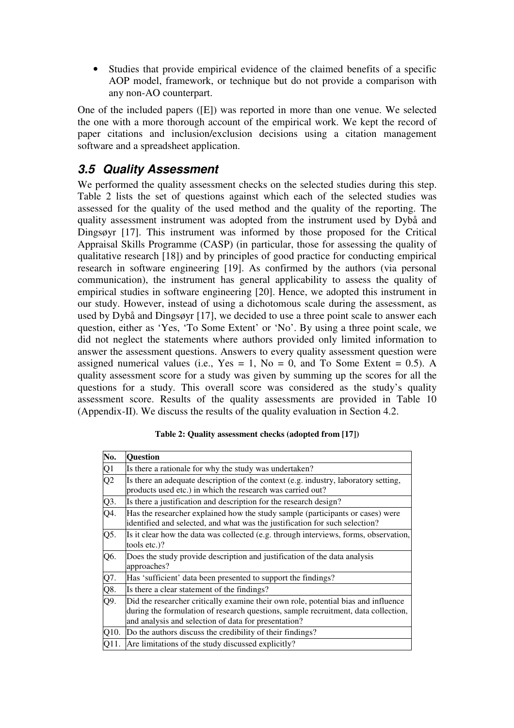- Studies that provide empirical evidence of the claimed benefits of a specific AOP model, framework, or technique but do not provide a comparison with any non-AO counterpart.

One of the included papers ([E]) was reported in more than one venue. We selected the one with a more thorough account of the empirical work. We kept the record of paper citations and inclusion/exclusion decisions using a citation management software and a spreadsheet application.

## 3.5 Quality Assessment

We performed the quality assessment checks on the selected studies during this step. Table 2 lists the set of questions against which each of the selected studies was assessed for the quality of the used method and the quality of the reporting. The quality assessment instrument was adopted from the instrument used by Dybå and Dingsøyr [17]. This instrument was informed by those proposed for the Critical Appraisal Skills Programme (CASP) (in particular, those for assessing the quality of qualitative research [18]) and by principles of good practice for conducting empirical research in software engineering [19]. As confirmed by the authors (via personal communication), the instrument has general applicability to assess the quality of empirical studies in software engineering [20]. Hence, we adopted this instrument in our study. However, instead of using a dichotomous scale during the assessment, as used by Dybå and Dingsøyr [17], we decided to use a three point scale to answer each question, either as 'Yes, 'To Some Extent' or 'No'. By using a three point scale, we did not neglect the statements where authors provided only limited information to answer the assessment questions. Answers to every quality assessment question were assigned numerical values (i.e., Yes = 1, No = 0, and To Some Extent = 0.5). A quality assessment score for a study was given by summing up the scores for all the questions for a study. This overall score was considered as the study's quality assessment score. Results of the quality assessments are provided in Table 10 (Appendix-II). We discuss the results of the quality evaluation in Section 4.2.

**Table 2: Quality assessment checks (adopted from [17])**

| No. | Question |
|---|---|
| Q1 | Is there a rationale for why the study was undertaken? |
| Q2 | Is there an adequate description of the context (e.g. industry, laboratory setting, products used etc.) in which the research was carried out? |
| Q3. | Is there a justification and description for the research design? |
| Q4. | Has the researcher explained how the study sample (participants or cases) were identified and selected, and what was the justification for such selection? |
| Q5. | Is it clear how the data was collected (e.g. through interviews, forms, observation, tools etc.)? |
| Q6. | Does the study provide description and justification of the data analysis approaches? |
| Q7. | Has 'sufficient' data been presented to support the findings? |
| Q8. | Is there a clear statement of the findings? |
| Q9. | Did the researcher critically examine their own role, potential bias and influence during the formulation of research questions, sample recruitment, data collection, and analysis and selection of data for presentation? |
| Q10. | Do the authors discuss the credibility of their findings? |
| Q11. | Are limitations of the study discussed explicitly? |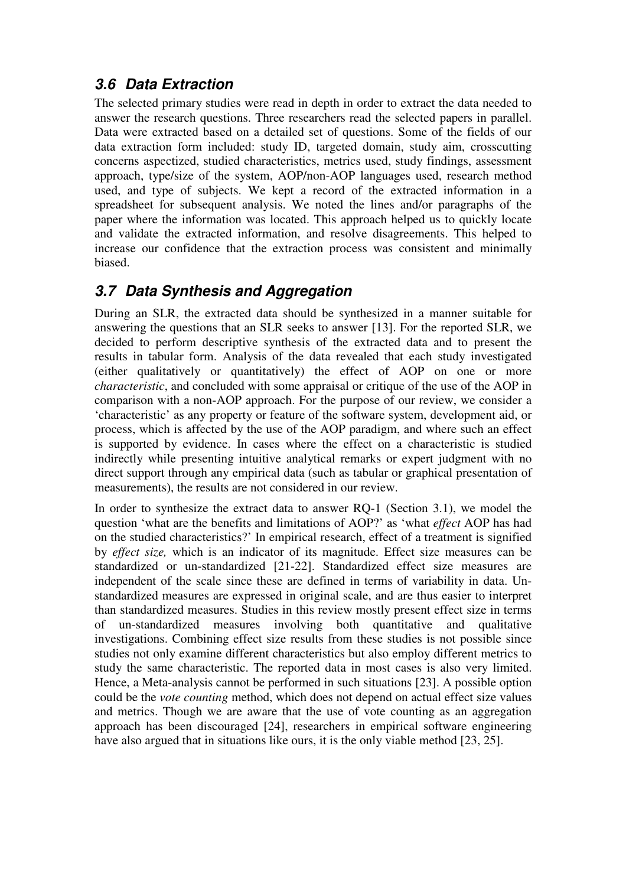### 3.6 Data Extraction

The selected primary studies were read in depth in order to extract the data needed to answer the research questions. Three researchers read the selected papers in parallel. Data were extracted based on a detailed set of questions. Some of the fields of our data extraction form included: study ID, targeted domain, study aim, crosscutting concerns aspectized, studied characteristics, metrics used, study findings, assessment approach, type/size of the system, AOP/non-AOP languages used, research method used, and type of subjects. We kept a record of the extracted information in a spreadsheet for subsequent analysis. We noted the lines and/or paragraphs of the paper where the information was located. This approach helped us to quickly locate and validate the extracted information, and resolve disagreements. This helped to increase our confidence that the extraction process was consistent and minimally biased.

### 3.7 Data Synthesis and Aggregation

During an SLR, the extracted data should be synthesized in a manner suitable for answering the questions that an SLR seeks to answer [13]. For the reported SLR, we decided to perform descriptive synthesis of the extracted data and to present the results in tabular form. Analysis of the data revealed that each study investigated (either qualitatively or quantitatively) the effect of AOP on one or more *characteristic*, and concluded with some appraisal or critique of the use of the AOP in comparison with a non-AOP approach. For the purpose of our review, we consider a 'characteristic' as any property or feature of the software system, development aid, or process, which is affected by the use of the AOP paradigm, and where such an effect is supported by evidence. In cases where the effect on a characteristic is studied indirectly while presenting intuitive analytical remarks or expert judgment with no direct support through any empirical data (such as tabular or graphical presentation of measurements), the results are not considered in our review.

In order to synthesize the extract data to answer RQ-1 (Section 3.1), we model the question 'what are the benefits and limitations of AOP?' as 'what *effect* AOP has had on the studied characteristics?' In empirical research, effect of a treatment is signified by *effect size,* which is an indicator of its magnitude. Effect size measures can be standardized or un-standardized [21-22]. Standardized effect size measures are independent of the scale since these are defined in terms of variability in data. Un-standardized measures are expressed in original scale, and are thus easier to interpret than standardized measures. Studies in this review mostly present effect size in terms of un-standardized measures involving both quantitative and qualitative investigations. Combining effect size results from these studies is not possible since studies not only examine different characteristics but also employ different metrics to study the same characteristic. The reported data in most cases is also very limited. Hence, a Meta-analysis cannot be performed in such situations [23]. A possible option could be the *vote counting* method, which does not depend on actual effect size values and metrics. Though we are aware that the use of vote counting as an aggregation approach has been discouraged [24], researchers in empirical software engineering have also argued that in situations like ours, it is the only viable method [23, 25].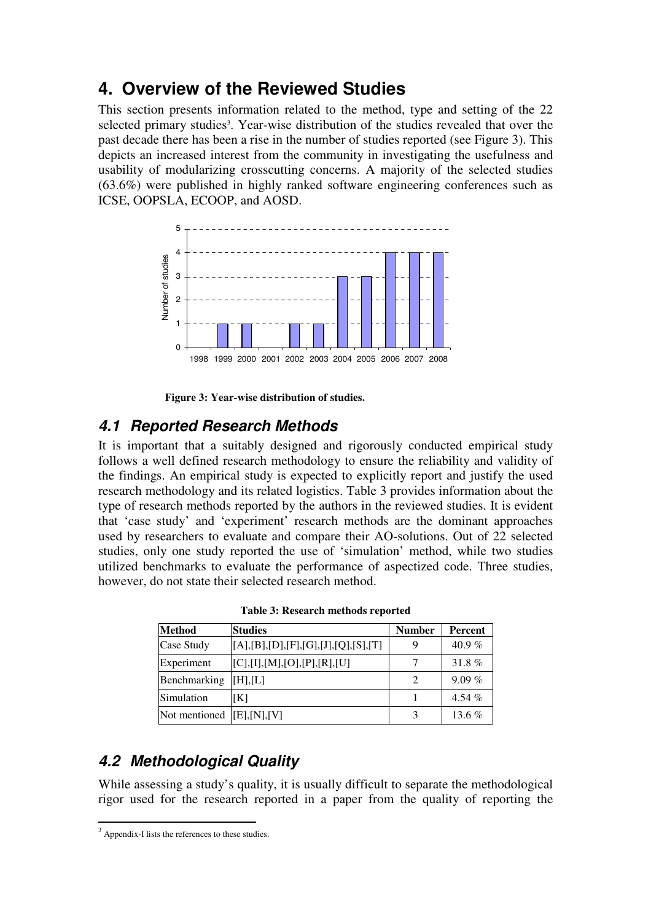# 4. Overview of the Reviewed Studies

This section presents information related to the method, type and setting of the 22 selected primary studies[3]. Year-wise distribution of the studies revealed that over the past decade there has been a rise in the number of studies reported (see Figure 3). This depicts an increased interest from the community in investigating the usefulness and usability of modularizing crosscutting concerns. A majority of the selected studies (63.6%) were published in highly ranked software engineering conferences such as ICSE, OOPSLA, ECOOP, and AOSD.

**Figure 3: Year-wise distribution of studies.**

## 4.1 Reported Research Methods

It is important that a suitably designed and rigorously conducted empirical study follows a well defined research methodology to ensure the reliability and validity of the findings. An empirical study is expected to explicitly report and justify the used research methodology and its related logistics. Table 3 provides information about the type of research methods reported by the authors in the reviewed studies. It is evident that 'case study' and 'experiment' research methods are the dominant approaches used by researchers to evaluate and compare their AO-solutions. Out of 22 selected studies, only one study reported the use of 'simulation' method, while two studies utilized benchmarks to evaluate the performance of aspectized code. Three studies, however, do not state their selected research method.

**Table 3: Research methods reported**

| Method | Studies | Number | Percent |
|---|---|---|---|
| Case Study | [A],[B],[D],[F],[G],[J],[Q],[S],[T] | 9 | 40.9 % |
| Experiment | [C],[I],[M],[O],[P],[R],[U] | 7 | 31.8 % |
| Benchmarking | [H],[L] | 2 | 9.09 % |
| Simulation | [K] | 1 | 4.54 % |
| Not mentioned | [E],[N],[V] | 3 | 13.6 % |

## 4.2 Methodological Quality

While assessing a study's quality, it is usually difficult to separate the methodological rigor used for the research reported in a paper from the quality of reporting the

[3] Appendix-I lists the references to these studies.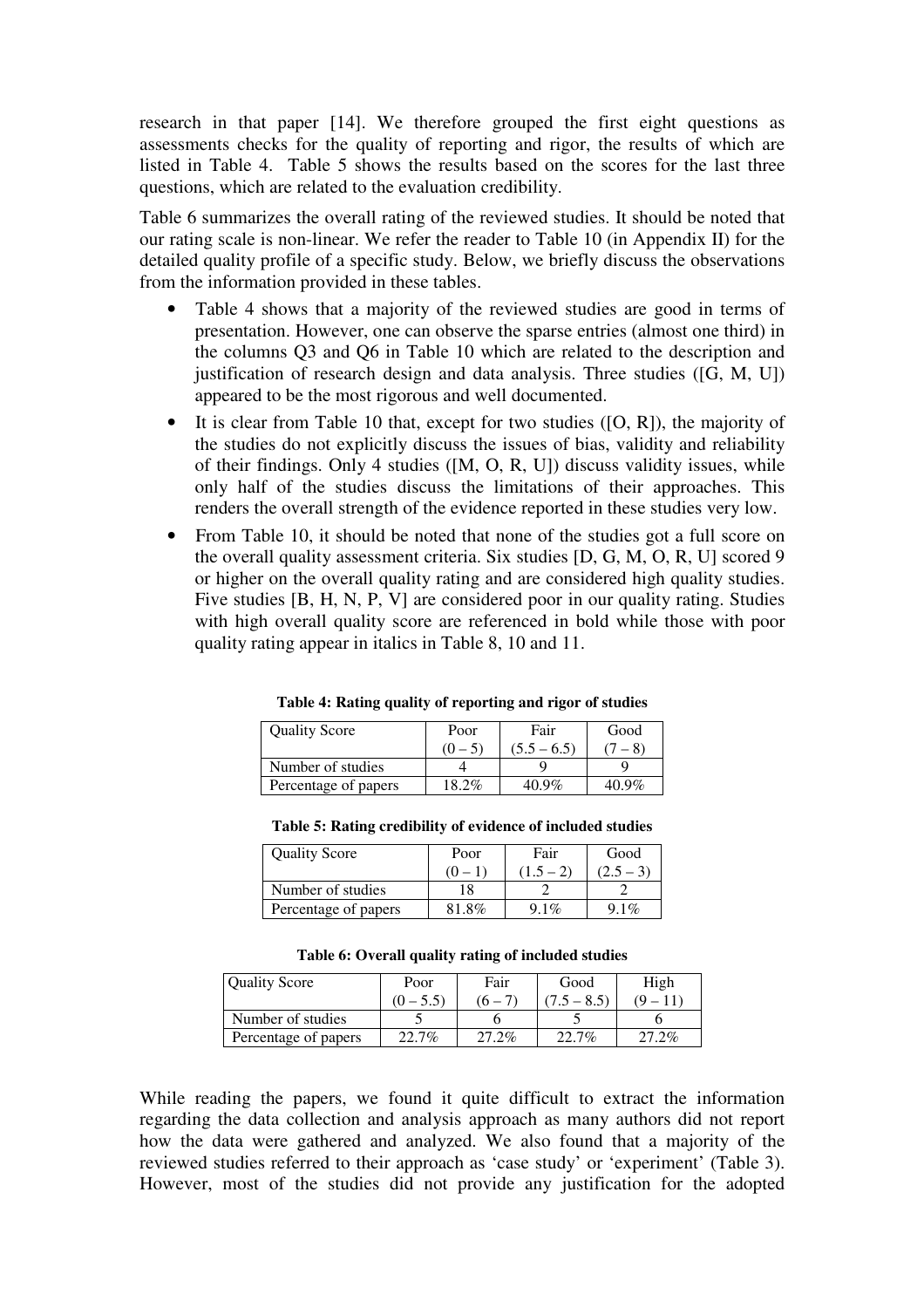research in that paper [14]. We therefore grouped the first eight questions as assessments checks for the quality of reporting and rigor, the results of which are listed in Table 4. Table 5 shows the results based on the scores for the last three questions, which are related to the evaluation credibility.

Table 6 summarizes the overall rating of the reviewed studies. It should be noted that our rating scale is non-linear. We refer the reader to Table 10 (in Appendix II) for the detailed quality profile of a specific study. Below, we briefly discuss the observations from the information provided in these tables.

- Table 4 shows that a majority of the reviewed studies are good in terms of presentation. However, one can observe the sparse entries (almost one third) in the columns Q3 and Q6 in Table 10 which are related to the description and justification of research design and data analysis. Three studies ([G, M, U]) appeared to be the most rigorous and well documented.
- It is clear from Table 10 that, except for two studies ([O, R]), the majority of the studies do not explicitly discuss the issues of bias, validity and reliability of their findings. Only 4 studies ([M, O, R, U]) discuss validity issues, while only half of the studies discuss the limitations of their approaches. This renders the overall strength of the evidence reported in these studies very low.
- From Table 10, it should be noted that none of the studies got a full score on the overall quality assessment criteria. Six studies [D, G, M, O, R, U] scored 9 or higher on the overall quality rating and are considered high quality studies. Five studies [B, H, N, P, V] are considered poor in our quality rating. Studies with high overall quality score are referenced in bold while those with poor quality rating appear in italics in Table 8, 10 and 11.

**Table 4: Rating quality of reporting and rigor of studies**

| Quality Score | Poor (0 – 5) | Fair (5.5 – 6.5) | Good (7 – 8) |
|---|---|---|---|
| Number of studies | 4 | 9 | 9 |
| Percentage of papers | 18.2% | 40.9% | 40.9% |

**Table 5: Rating credibility of evidence of included studies**

| Quality Score | Poor (0 – 1) | Fair (1.5 – 2) | Good (2.5 – 3) |
|---|---|---|---|
| Number of studies | 18 | 2 | 2 |
| Percentage of papers | 81.8% | 9.1% | 9.1% |

**Table 6: Overall quality rating of included studies**

| Quality Score | Poor (0 – 5.5) | Fair (6 – 7) | Good (7.5 – 8.5) | High (9 – 11) |
|---|---|---|---|---|
| Number of studies | 5 | 6 | 5 | 6 |
| Percentage of papers | 22.7% | 27.2% | 22.7% | 27.2% |

While reading the papers, we found it quite difficult to extract the information regarding the data collection and analysis approach as many authors did not report how the data were gathered and analyzed. We also found that a majority of the reviewed studies referred to their approach as 'case study' or 'experiment' (Table 3). However, most of the studies did not provide any justification for the adopted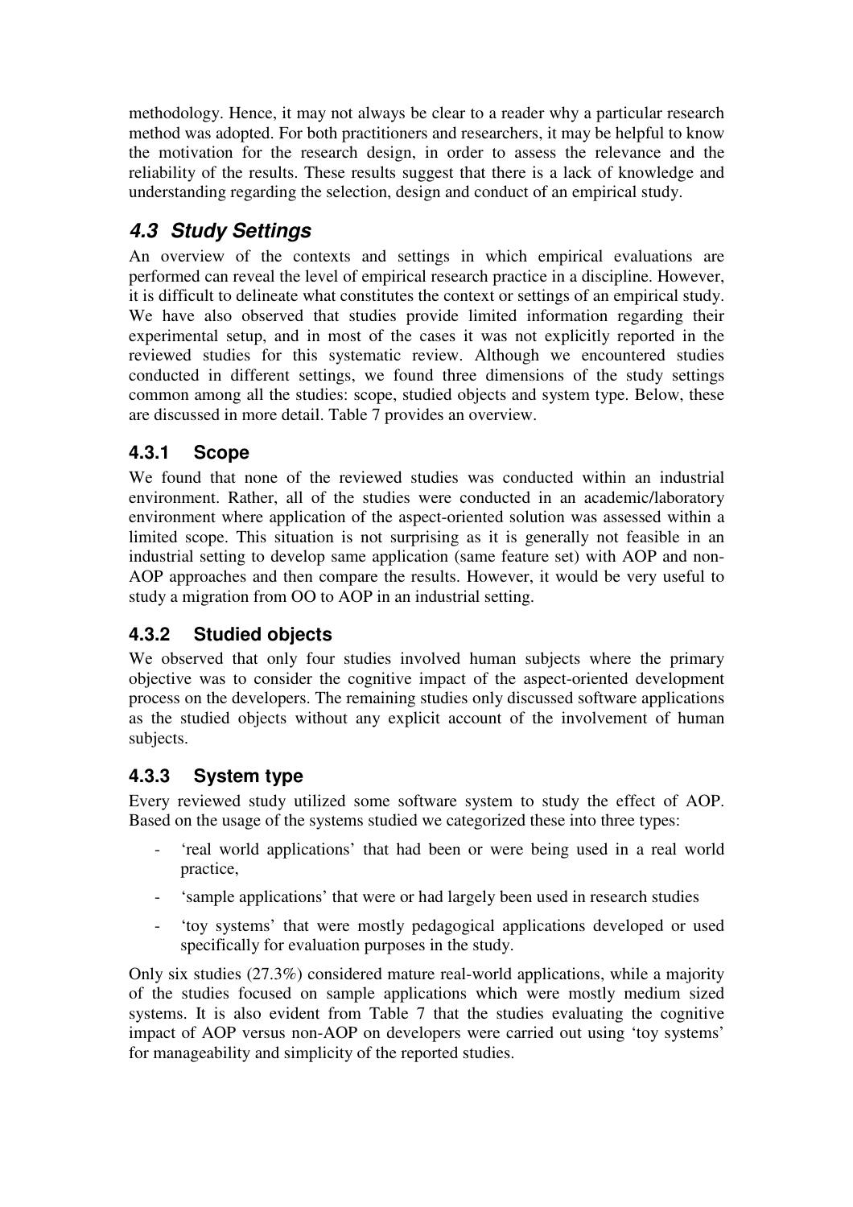methodology. Hence, it may not always be clear to a reader why a particular research method was adopted. For both practitioners and researchers, it may be helpful to know the motivation for the research design, in order to assess the relevance and the reliability of the results. These results suggest that there is a lack of knowledge and understanding regarding the selection, design and conduct of an empirical study.

## *4.3 Study Settings*

An overview of the contexts and settings in which empirical evaluations are performed can reveal the level of empirical research practice in a discipline. However, it is difficult to delineate what constitutes the context or settings of an empirical study. We have also observed that studies provide limited information regarding their experimental setup, and in most of the cases it was not explicitly reported in the reviewed studies for this systematic review. Although we encountered studies conducted in different settings, we found three dimensions of the study settings common among all the studies: scope, studied objects and system type. Below, these are discussed in more detail. Table 7 provides an overview.

### 4.3.1 Scope

We found that none of the reviewed studies was conducted within an industrial environment. Rather, all of the studies were conducted in an academic/laboratory environment where application of the aspect-oriented solution was assessed within a limited scope. This situation is not surprising as it is generally not feasible in an industrial setting to develop same application (same feature set) with AOP and non-AOP approaches and then compare the results. However, it would be very useful to study a migration from OO to AOP in an industrial setting.

### 4.3.2 Studied objects

We observed that only four studies involved human subjects where the primary objective was to consider the cognitive impact of the aspect-oriented development process on the developers. The remaining studies only discussed software applications as the studied objects without any explicit account of the involvement of human subjects.

### 4.3.3 System type

Every reviewed study utilized some software system to study the effect of AOP. Based on the usage of the systems studied we categorized these into three types:

- 'real world applications' that had been or were being used in a real world practice,
- 'sample applications' that were or had largely been used in research studies
- 'toy systems' that were mostly pedagogical applications developed or used specifically for evaluation purposes in the study.

Only six studies (27.3%) considered mature real-world applications, while a majority of the studies focused on sample applications which were mostly medium sized systems. It is also evident from Table 7 that the studies evaluating the cognitive impact of AOP versus non-AOP on developers were carried out using 'toy systems' for manageability and simplicity of the reported studies.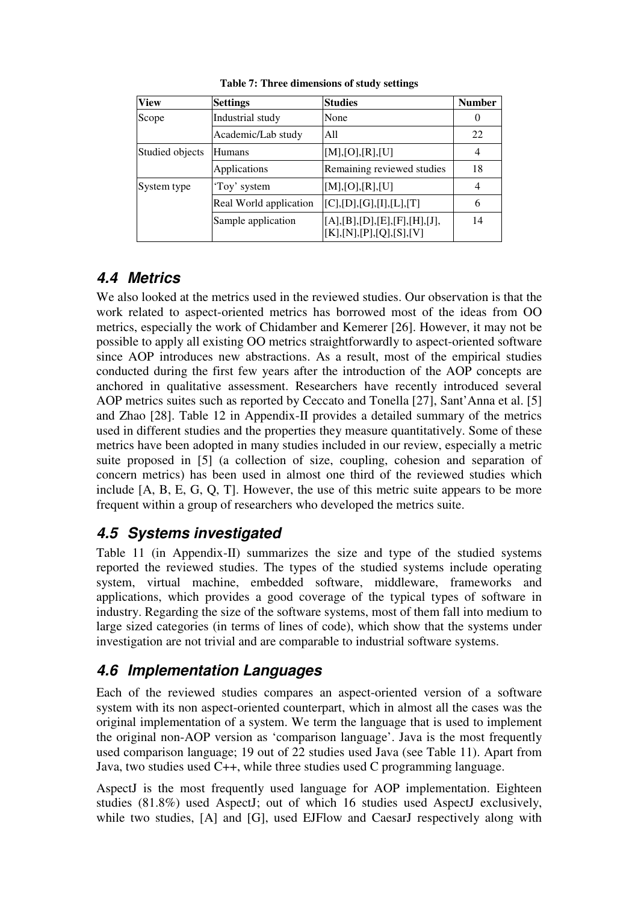**Table 7: Three dimensions of study settings**

| View | Settings | Studies | Number |
|---|---|---|---|
| Scope | Industrial study | None | 0 |
| | Academic/Lab study | All | 22 |
| Studied objects | Humans | [M],[O],[R],[U] | 4 |
| | Applications | Remaining reviewed studies | 18 |
| System type | 'Toy' system | [M],[O],[R],[U] | 4 |
| | Real World application | [C],[D],[G],[I],[L],[T] | 6 |
| | Sample application | [A],[B],[D],[E],[F],[H],[J], [K],[N],[P],[Q],[S],[V] | 14 |

## 4.4 Metrics

We also looked at the metrics used in the reviewed studies. Our observation is that the work related to aspect-oriented metrics has borrowed most of the ideas from OO metrics, especially the work of Chidamber and Kemerer [26]. However, it may not be possible to apply all existing OO metrics straightforwardly to aspect-oriented software since AOP introduces new abstractions. As a result, most of the empirical studies conducted during the first few years after the introduction of the AOP concepts are anchored in qualitative assessment. Researchers have recently introduced several AOP metrics suites such as reported by Ceccato and Tonella [27], Sant'Anna et al. [5] and Zhao [28]. Table 12 in Appendix-II provides a detailed summary of the metrics used in different studies and the properties they measure quantitatively. Some of these metrics have been adopted in many studies included in our review, especially a metric suite proposed in [5] (a collection of size, coupling, cohesion and separation of concern metrics) has been used in almost one third of the reviewed studies which include [A, B, E, G, Q, T]. However, the use of this metric suite appears to be more frequent within a group of researchers who developed the metrics suite.

## 4.5 Systems investigated

Table 11 (in Appendix-II) summarizes the size and type of the studied systems reported the reviewed studies. The types of the studied systems include operating system, virtual machine, embedded software, middleware, frameworks and applications, which provides a good coverage of the typical types of software in industry. Regarding the size of the software systems, most of them fall into medium to large sized categories (in terms of lines of code), which show that the systems under investigation are not trivial and are comparable to industrial software systems.

## 4.6 Implementation Languages

Each of the reviewed studies compares an aspect-oriented version of a software system with its non aspect-oriented counterpart, which in almost all the cases was the original implementation of a system. We term the language that is used to implement the original non-AOP version as 'comparison language'. Java is the most frequently used comparison language; 19 out of 22 studies used Java (see Table 11). Apart from Java, two studies used C++, while three studies used C programming language.

AspectJ is the most frequently used language for AOP implementation. Eighteen studies (81.8%) used AspectJ; out of which 16 studies used AspectJ exclusively, while two studies, [A] and [G], used EJFlow and CaesarJ respectively along with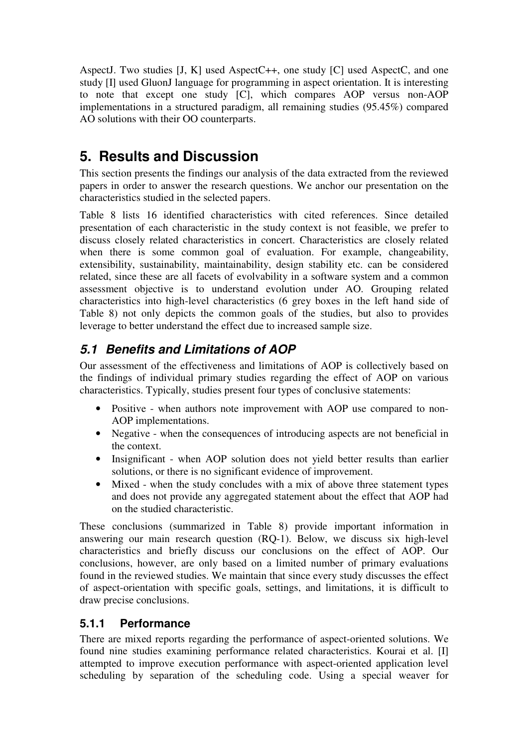AspectJ. Two studies [J, K] used AspectC++, one study [C] used AspectC, and one study [I] used GluonJ language for programming in aspect orientation. It is interesting to note that except one study [C], which compares AOP versus non-AOP implementations in a structured paradigm, all remaining studies (95.45%) compared AO solutions with their OO counterparts.

# 5. Results and Discussion

This section presents the findings our analysis of the data extracted from the reviewed papers in order to answer the research questions. We anchor our presentation on the characteristics studied in the selected papers.

Table 8 lists 16 identified characteristics with cited references. Since detailed presentation of each characteristic in the study context is not feasible, we prefer to discuss closely related characteristics in concert. Characteristics are closely related when there is some common goal of evaluation. For example, changeability, extensibility, sustainability, maintainability, design stability etc. can be considered related, since these are all facets of evolvability in a software system and a common assessment objective is to understand evolution under AO. Grouping related characteristics into high-level characteristics (6 grey boxes in the left hand side of Table 8) not only depicts the common goals of the studies, but also to provides leverage to better understand the effect due to increased sample size.

## 5.1 Benefits and Limitations of AOP

Our assessment of the effectiveness and limitations of AOP is collectively based on the findings of individual primary studies regarding the effect of AOP on various characteristics. Typically, studies present four types of conclusive statements:

- Positive - when authors note improvement with AOP use compared to non-AOP implementations.
- Negative - when the consequences of introducing aspects are not beneficial in the context.
- Insignificant - when AOP solution does not yield better results than earlier solutions, or there is no significant evidence of improvement.
- Mixed - when the study concludes with a mix of above three statement types and does not provide any aggregated statement about the effect that AOP had on the studied characteristic.

These conclusions (summarized in Table 8) provide important information in answering our main research question (RQ-1). Below, we discuss six high-level characteristics and briefly discuss our conclusions on the effect of AOP. Our conclusions, however, are only based on a limited number of primary evaluations found in the reviewed studies. We maintain that since every study discusses the effect of aspect-orientation with specific goals, settings, and limitations, it is difficult to draw precise conclusions.

### 5.1.1 Performance

There are mixed reports regarding the performance of aspect-oriented solutions. We found nine studies examining performance related characteristics. Kourai et al. [I] attempted to improve execution performance with aspect-oriented application level scheduling by separation of the scheduling code. Using a special weaver for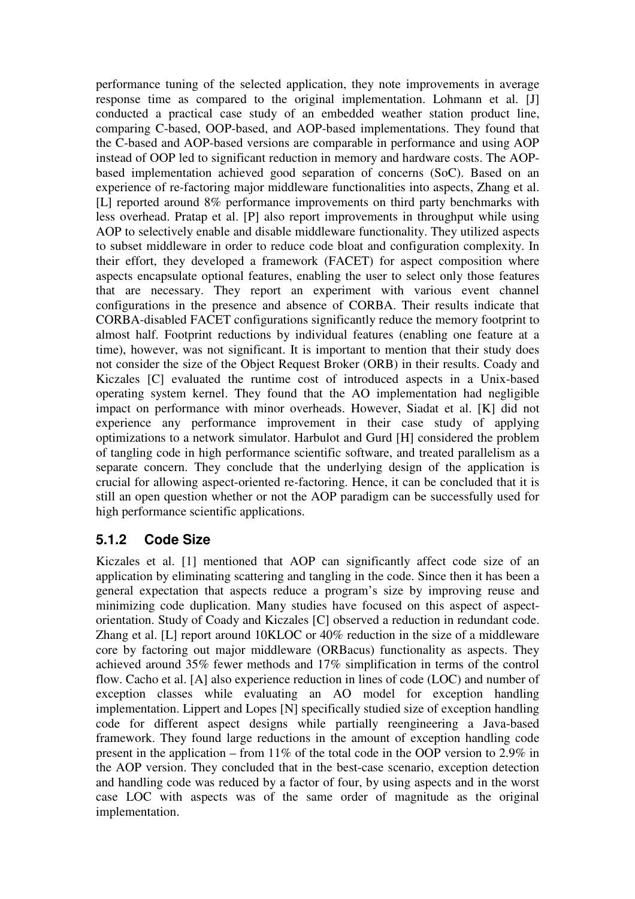performance tuning of the selected application, they note improvements in average response time as compared to the original implementation. Lohmann et al. [J] conducted a practical case study of an embedded weather station product line, comparing C-based, OOP-based, and AOP-based implementations. They found that the C-based and AOP-based versions are comparable in performance and using AOP instead of OOP led to significant reduction in memory and hardware costs. The AOP-based implementation achieved good separation of concerns (SoC). Based on an experience of re-factoring major middleware functionalities into aspects, Zhang et al. [L] reported around 8% performance improvements on third party benchmarks with less overhead. Pratap et al. [P] also report improvements in throughput while using AOP to selectively enable and disable middleware functionality. They utilized aspects to subset middleware in order to reduce code bloat and configuration complexity. In their effort, they developed a framework (FACET) for aspect composition where aspects encapsulate optional features, enabling the user to select only those features that are necessary. They report an experiment with various event channel configurations in the presence and absence of CORBA. Their results indicate that CORBA-disabled FACET configurations significantly reduce the memory footprint to almost half. Footprint reductions by individual features (enabling one feature at a time), however, was not significant. It is important to mention that their study does not consider the size of the Object Request Broker (ORB) in their results. Coady and Kiczales [C] evaluated the runtime cost of introduced aspects in a Unix-based operating system kernel. They found that the AO implementation had negligible impact on performance with minor overheads. However, Siadat et al. [K] did not experience any performance improvement in their case study of applying optimizations to a network simulator. Harbulot and Gurd [H] considered the problem of tangling code in high performance scientific software, and treated parallelism as a separate concern. They conclude that the underlying design of the application is crucial for allowing aspect-oriented re-factoring. Hence, it can be concluded that it is still an open question whether or not the AOP paradigm can be successfully used for high performance scientific applications.

### 5.1.2 Code Size

Kiczales et al. [1] mentioned that AOP can significantly affect code size of an application by eliminating scattering and tangling in the code. Since then it has been a general expectation that aspects reduce a program's size by improving reuse and minimizing code duplication. Many studies have focused on this aspect of aspect-orientation. Study of Coady and Kiczales [C] observed a reduction in redundant code. Zhang et al. [L] report around 10KLOC or 40% reduction in the size of a middleware core by factoring out major middleware (ORBacus) functionality as aspects. They achieved around 35% fewer methods and 17% simplification in terms of the control flow. Cacho et al. [A] also experience reduction in lines of code (LOC) and number of exception classes while evaluating an AO model for exception handling implementation. Lippert and Lopes [N] specifically studied size of exception handling code for different aspect designs while partially reengineering a Java-based framework. They found large reductions in the amount of exception handling code present in the application – from 11% of the total code in the OOP version to 2.9% in the AOP version. They concluded that in the best-case scenario, exception detection and handling code was reduced by a factor of four, by using aspects and in the worst case LOC with aspects was of the same order of magnitude as the original implementation.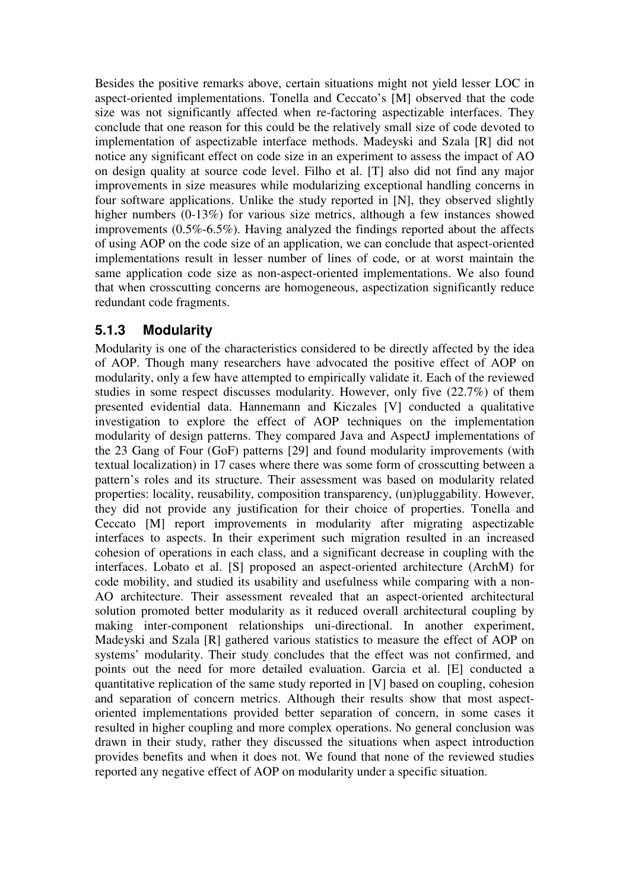Besides the positive remarks above, certain situations might not yield lesser LOC in aspect-oriented implementations. Tonella and Ceccato's [M] observed that the code size was not significantly affected when re-factoring aspectizable interfaces. They conclude that one reason for this could be the relatively small size of code devoted to implementation of aspectizable interface methods. Madeyski and Szala [R] did not notice any significant effect on code size in an experiment to assess the impact of AO on design quality at source code level. Filho et al. [T] also did not find any major improvements in size measures while modularizing exceptional handling concerns in four software applications. Unlike the study reported in [N], they observed slightly higher numbers (0-13%) for various size metrics, although a few instances showed improvements (0.5%-6.5%). Having analyzed the findings reported about the affects of using AOP on the code size of an application, we can conclude that aspect-oriented implementations result in lesser number of lines of code, or at worst maintain the same application code size as non-aspect-oriented implementations. We also found that when crosscutting concerns are homogeneous, aspectization significantly reduce redundant code fragments.

### 5.1.3 Modularity

Modularity is one of the characteristics considered to be directly affected by the idea of AOP. Though many researchers have advocated the positive effect of AOP on modularity, only a few have attempted to empirically validate it. Each of the reviewed studies in some respect discusses modularity. However, only five (22.7%) of them presented evidential data. Hannemann and Kiczales [V] conducted a qualitative investigation to explore the effect of AOP techniques on the implementation modularity of design patterns. They compared Java and AspectJ implementations of the 23 Gang of Four (GoF) patterns [29] and found modularity improvements (with textual localization) in 17 cases where there was some form of crosscutting between a pattern's roles and its structure. Their assessment was based on modularity related properties: locality, reusability, composition transparency, (un)pluggability. However, they did not provide any justification for their choice of properties. Tonella and Ceccato [M] report improvements in modularity after migrating aspectizable interfaces to aspects. In their experiment such migration resulted in an increased cohesion of operations in each class, and a significant decrease in coupling with the interfaces. Lobato et al. [S] proposed an aspect-oriented architecture (ArchM) for code mobility, and studied its usability and usefulness while comparing with a non-AO architecture. Their assessment revealed that an aspect-oriented architectural solution promoted better modularity as it reduced overall architectural coupling by making inter-component relationships uni-directional. In another experiment, Madeyski and Szala [R] gathered various statistics to measure the effect of AOP on systems' modularity. Their study concludes that the effect was not confirmed, and points out the need for more detailed evaluation. Garcia et al. [E] conducted a quantitative replication of the same study reported in [V] based on coupling, cohesion and separation of concern metrics. Although their results show that most aspect-oriented implementations provided better separation of concern, in some cases it resulted in higher coupling and more complex operations. No general conclusion was drawn in their study, rather they discussed the situations when aspect introduction provides benefits and when it does not. We found that none of the reviewed studies reported any negative effect of AOP on modularity under a specific situation.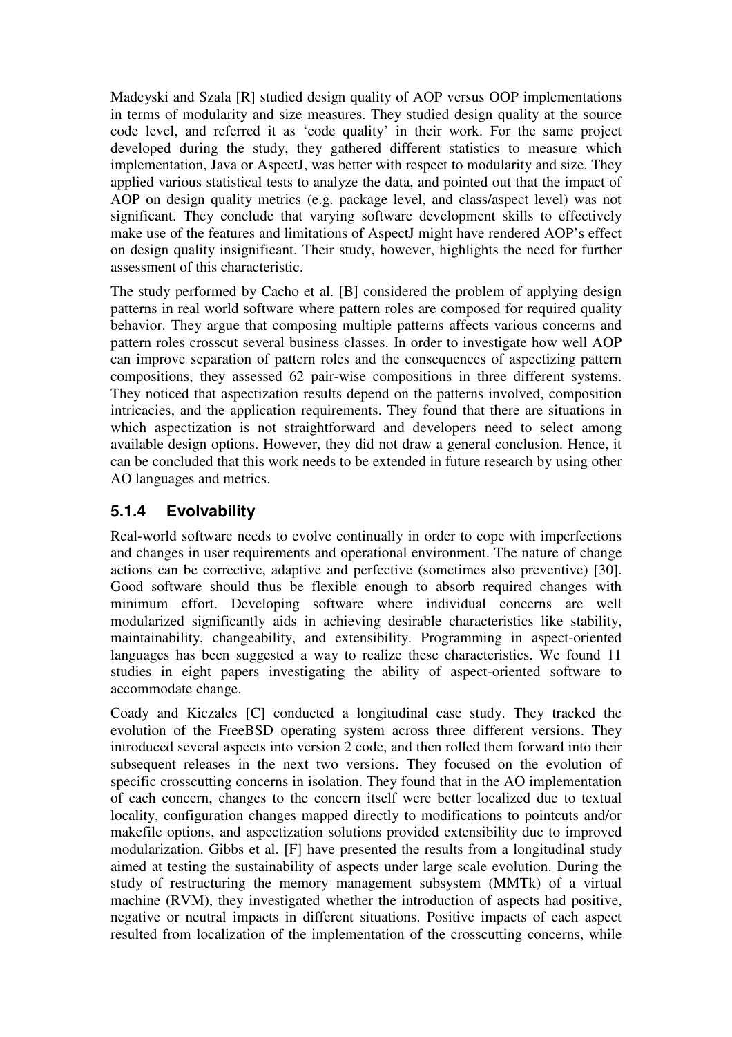Madeyski and Szala [R] studied design quality of AOP versus OOP implementations in terms of modularity and size measures. They studied design quality at the source code level, and referred it as 'code quality' in their work. For the same project developed during the study, they gathered different statistics to measure which implementation, Java or AspectJ, was better with respect to modularity and size. They applied various statistical tests to analyze the data, and pointed out that the impact of AOP on design quality metrics (e.g. package level, and class/aspect level) was not significant. They conclude that varying software development skills to effectively make use of the features and limitations of AspectJ might have rendered AOP's effect on design quality insignificant. Their study, however, highlights the need for further assessment of this characteristic.

The study performed by Cacho et al. [B] considered the problem of applying design patterns in real world software where pattern roles are composed for required quality behavior. They argue that composing multiple patterns affects various concerns and pattern roles crosscut several business classes. In order to investigate how well AOP can improve separation of pattern roles and the consequences of aspectizing pattern compositions, they assessed 62 pair-wise compositions in three different systems. They noticed that aspectization results depend on the patterns involved, composition intricacies, and the application requirements. They found that there are situations in which aspectization is not straightforward and developers need to select among available design options. However, they did not draw a general conclusion. Hence, it can be concluded that this work needs to be extended in future research by using other AO languages and metrics.

### 5.1.4 Evolvability

Real-world software needs to evolve continually in order to cope with imperfections and changes in user requirements and operational environment. The nature of change actions can be corrective, adaptive and perfective (sometimes also preventive) [30]. Good software should thus be flexible enough to absorb required changes with minimum effort. Developing software where individual concerns are well modularized significantly aids in achieving desirable characteristics like stability, maintainability, changeability, and extensibility. Programming in aspect-oriented languages has been suggested a way to realize these characteristics. We found 11 studies in eight papers investigating the ability of aspect-oriented software to accommodate change.

Coady and Kiczales [C] conducted a longitudinal case study. They tracked the evolution of the FreeBSD operating system across three different versions. They introduced several aspects into version 2 code, and then rolled them forward into their subsequent releases in the next two versions. They focused on the evolution of specific crosscutting concerns in isolation. They found that in the AO implementation of each concern, changes to the concern itself were better localized due to textual locality, configuration changes mapped directly to modifications to pointcuts and/or makefile options, and aspectization solutions provided extensibility due to improved modularization. Gibbs et al. [F] have presented the results from a longitudinal study aimed at testing the sustainability of aspects under large scale evolution. During the study of restructuring the memory management subsystem (MMTk) of a virtual machine (RVM), they investigated whether the introduction of aspects had positive, negative or neutral impacts in different situations. Positive impacts of each aspect resulted from localization of the implementation of the crosscutting concerns, while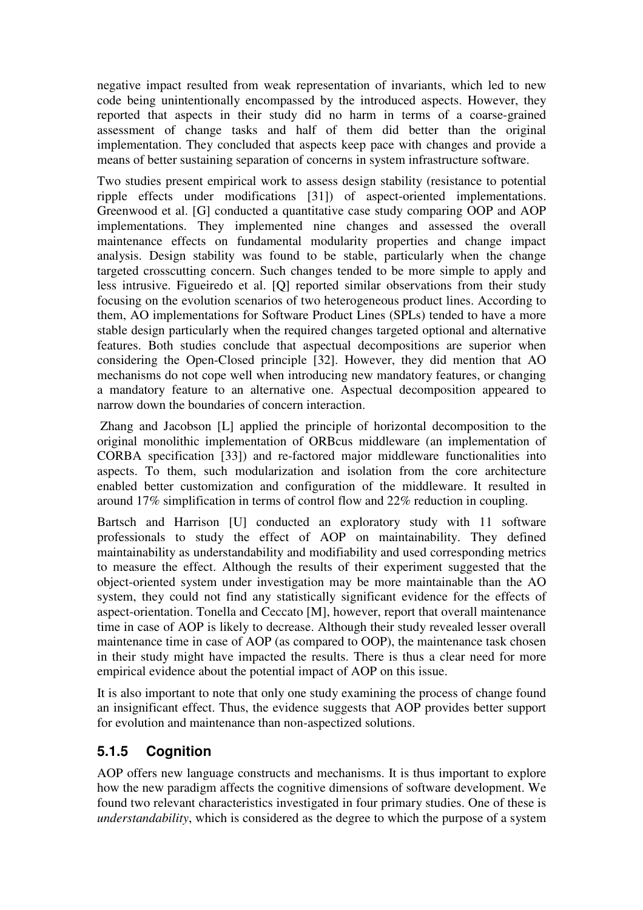negative impact resulted from weak representation of invariants, which led to new code being unintentionally encompassed by the introduced aspects. However, they reported that aspects in their study did no harm in terms of a coarse-grained assessment of change tasks and half of them did better than the original implementation. They concluded that aspects keep pace with changes and provide a means of better sustaining separation of concerns in system infrastructure software.

Two studies present empirical work to assess design stability (resistance to potential ripple effects under modifications [31]) of aspect-oriented implementations. Greenwood et al. [G] conducted a quantitative case study comparing OOP and AOP implementations. They implemented nine changes and assessed the overall maintenance effects on fundamental modularity properties and change impact analysis. Design stability was found to be stable, particularly when the change targeted crosscutting concern. Such changes tended to be more simple to apply and less intrusive. Figueiredo et al. [Q] reported similar observations from their study focusing on the evolution scenarios of two heterogeneous product lines. According to them, AO implementations for Software Product Lines (SPLs) tended to have a more stable design particularly when the required changes targeted optional and alternative features. Both studies conclude that aspectual decompositions are superior when considering the Open-Closed principle [32]. However, they did mention that AO mechanisms do not cope well when introducing new mandatory features, or changing a mandatory feature to an alternative one. Aspectual decomposition appeared to narrow down the boundaries of concern interaction.

Zhang and Jacobson [L] applied the principle of horizontal decomposition to the original monolithic implementation of ORBcus middleware (an implementation of CORBA specification [33]) and re-factored major middleware functionalities into aspects. To them, such modularization and isolation from the core architecture enabled better customization and configuration of the middleware. It resulted in around 17% simplification in terms of control flow and 22% reduction in coupling.

Bartsch and Harrison [U] conducted an exploratory study with 11 software professionals to study the effect of AOP on maintainability. They defined maintainability as understandability and modifiability and used corresponding metrics to measure the effect. Although the results of their experiment suggested that the object-oriented system under investigation may be more maintainable than the AO system, they could not find any statistically significant evidence for the effects of aspect-orientation. Tonella and Ceccato [M], however, report that overall maintenance time in case of AOP is likely to decrease. Although their study revealed lesser overall maintenance time in case of AOP (as compared to OOP), the maintenance task chosen in their study might have impacted the results. There is thus a clear need for more empirical evidence about the potential impact of AOP on this issue.

It is also important to note that only one study examining the process of change found an insignificant effect. Thus, the evidence suggests that AOP provides better support for evolution and maintenance than non-aspectized solutions.

### 5.1.5 Cognition

AOP offers new language constructs and mechanisms. It is thus important to explore how the new paradigm affects the cognitive dimensions of software development. We found two relevant characteristics investigated in four primary studies. One of these is *understandability*, which is considered as the degree to which the purpose of a system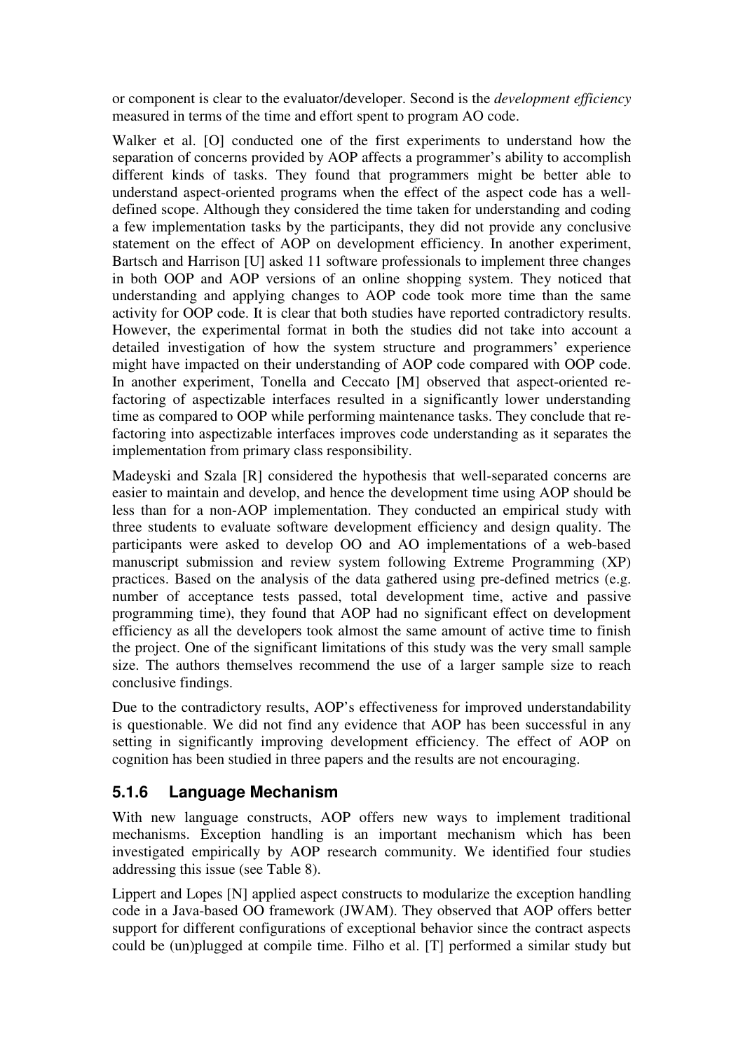or component is clear to the evaluator/developer. Second is the *development efficiency* measured in terms of the time and effort spent to program AO code.

Walker et al. [O] conducted one of the first experiments to understand how the separation of concerns provided by AOP affects a programmer's ability to accomplish different kinds of tasks. They found that programmers might be better able to understand aspect-oriented programs when the effect of the aspect code has a well-defined scope. Although they considered the time taken for understanding and coding a few implementation tasks by the participants, they did not provide any conclusive statement on the effect of AOP on development efficiency. In another experiment, Bartsch and Harrison [U] asked 11 software professionals to implement three changes in both OOP and AOP versions of an online shopping system. They noticed that understanding and applying changes to AOP code took more time than the same activity for OOP code. It is clear that both studies have reported contradictory results. However, the experimental format in both the studies did not take into account a detailed investigation of how the system structure and programmers' experience might have impacted on their understanding of AOP code compared with OOP code. In another experiment, Tonella and Ceccato [M] observed that aspect-oriented re-factoring of aspectizable interfaces resulted in a significantly lower understanding time as compared to OOP while performing maintenance tasks. They conclude that re-factoring into aspectizable interfaces improves code understanding as it separates the implementation from primary class responsibility.

Madeyski and Szala [R] considered the hypothesis that well-separated concerns are easier to maintain and develop, and hence the development time using AOP should be less than for a non-AOP implementation. They conducted an empirical study with three students to evaluate software development efficiency and design quality. The participants were asked to develop OO and AO implementations of a web-based manuscript submission and review system following Extreme Programming (XP) practices. Based on the analysis of the data gathered using pre-defined metrics (e.g. number of acceptance tests passed, total development time, active and passive programming time), they found that AOP had no significant effect on development efficiency as all the developers took almost the same amount of active time to finish the project. One of the significant limitations of this study was the very small sample size. The authors themselves recommend the use of a larger sample size to reach conclusive findings.

Due to the contradictory results, AOP's effectiveness for improved understandability is questionable. We did not find any evidence that AOP has been successful in any setting in significantly improving development efficiency. The effect of AOP on cognition has been studied in three papers and the results are not encouraging.

### 5.1.6 Language Mechanism

With new language constructs, AOP offers new ways to implement traditional mechanisms. Exception handling is an important mechanism which has been investigated empirically by AOP research community. We identified four studies addressing this issue (see Table 8).

Lippert and Lopes [N] applied aspect constructs to modularize the exception handling code in a Java-based OO framework (JWAM). They observed that AOP offers better support for different configurations of exceptional behavior since the contract aspects could be (un)plugged at compile time. Filho et al. [T] performed a similar study but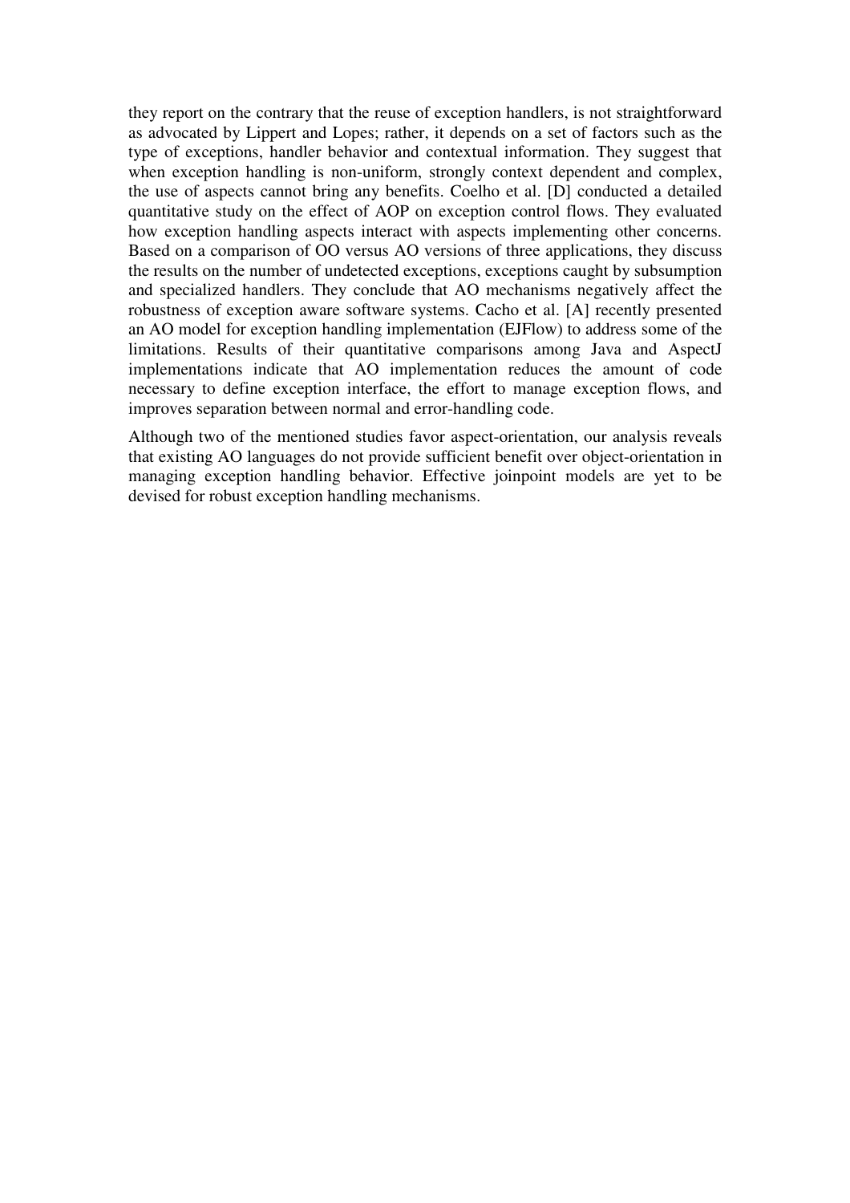they report on the contrary that the reuse of exception handlers, is not straightforward as advocated by Lippert and Lopes; rather, it depends on a set of factors such as the type of exceptions, handler behavior and contextual information. They suggest that when exception handling is non-uniform, strongly context dependent and complex, the use of aspects cannot bring any benefits. Coelho et al. [D] conducted a detailed quantitative study on the effect of AOP on exception control flows. They evaluated how exception handling aspects interact with aspects implementing other concerns. Based on a comparison of OO versus AO versions of three applications, they discuss the results on the number of undetected exceptions, exceptions caught by subsumption and specialized handlers. They conclude that AO mechanisms negatively affect the robustness of exception aware software systems. Cacho et al. [A] recently presented an AO model for exception handling implementation (EJFlow) to address some of the limitations. Results of their quantitative comparisons among Java and AspectJ implementations indicate that AO implementation reduces the amount of code necessary to define exception interface, the effort to manage exception flows, and improves separation between normal and error-handling code.

Although two of the mentioned studies favor aspect-orientation, our analysis reveals that existing AO languages do not provide sufficient benefit over object-orientation in managing exception handling behavior. Effective joinpoint models are yet to be devised for robust exception handling mechanisms.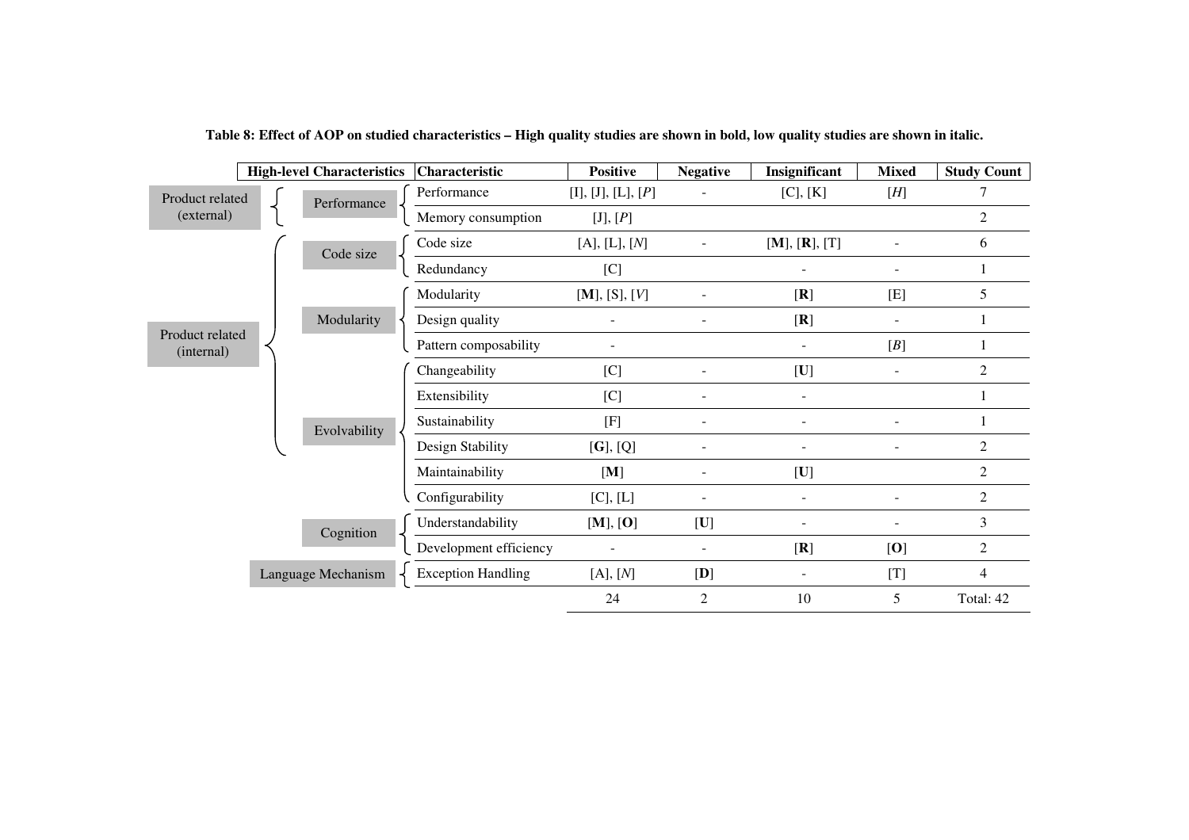**Table 8: Effect of AOP on studied characteristics – High quality studies are shown in bold, low quality studies are shown in italic.**

| High-level Characteristics | | Characteristic | Positive | Negative | Insignificant | Mixed | Study Count |
|---|---|---|---|---|---|---|---|
| Product related (external) | Performance | Performance | [I], [J], [L], [*P*] | - | [C], [K] | [*H*] | 7 |
| | | Memory consumption | [J], [*P*] | | | | 2 |
| Product related (internal) | Code size | Code size | [A], [L], [*N*] | - | [**M**], [**R**], [T] | - | 6 |
| | | Redundancy | [C] | | - | - | 1 |
| | Modularity | Modularity | [**M**], [S], [*V*] | - | [**R**] | [E] | 5 |
| | | Design quality | - | - | [**R**] | - | 1 |
| | | Pattern composability | - | | - | [*B*] | 1 |
| | Evolvability | Changeability | [C] | - | [**U**] | - | 2 |
| | | Extensibility | [C] | - | - | | 1 |
| | | Sustainability | [F] | - | - | - | 1 |
| | | Design Stability | [**G**], [Q] | - | - | - | 2 |
| | | Maintainability | [**M**] | - | [**U**] | | 2 |
| | | Configurability | [C], [L] | - | - | - | 2 |
| | Cognition | Understandability | [**M**], [**O**] | [**U**] | - | - | 3 |
| | | Development efficiency | - | - | [**R**] | [**O**] | 2 |
| | Language Mechanism | Exception Handling | [A], [*N*] | [**D**] | - | [T] | 4 |
| | | | 24 | 2 | 10 | 5 | Total: 42 |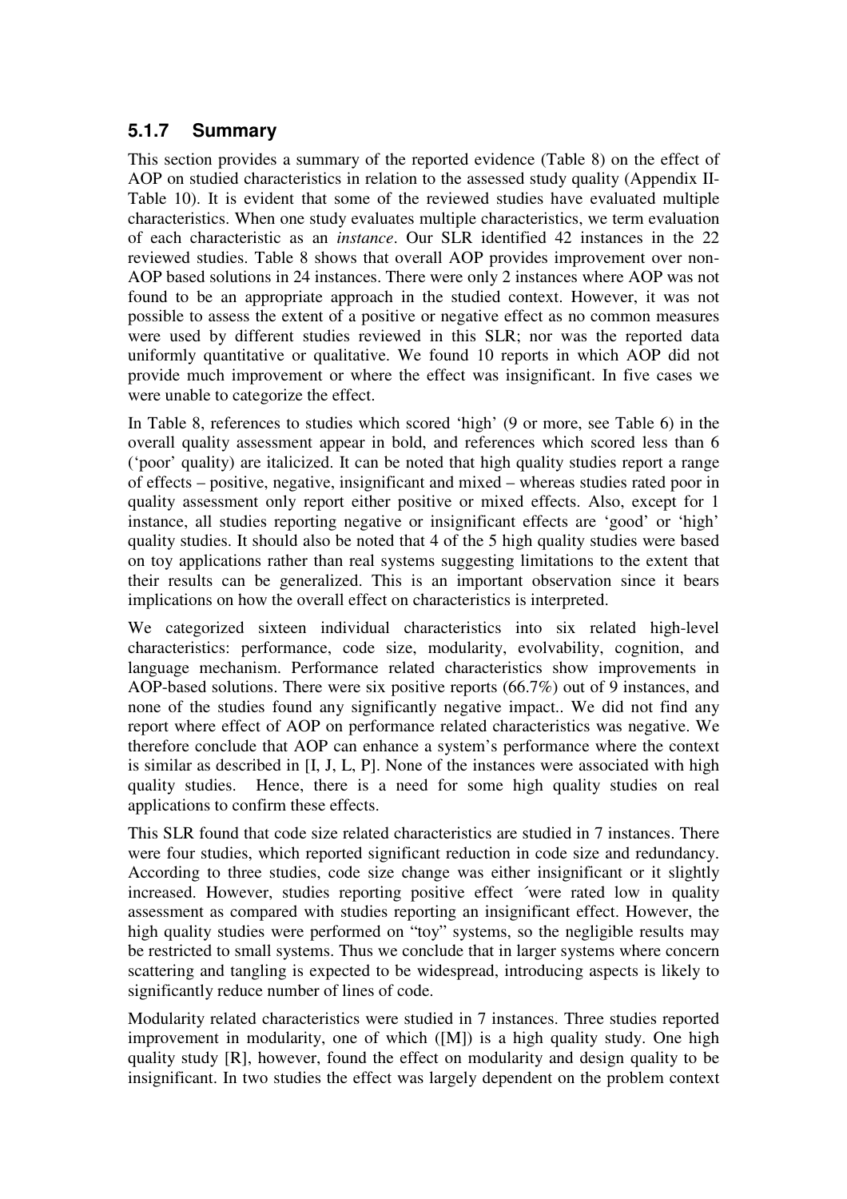### 5.1.7 Summary

This section provides a summary of the reported evidence (Table 8) on the effect of AOP on studied characteristics in relation to the assessed study quality (Appendix II-Table 10). It is evident that some of the reviewed studies have evaluated multiple characteristics. When one study evaluates multiple characteristics, we term evaluation of each characteristic as an *instance*. Our SLR identified 42 instances in the 22 reviewed studies. Table 8 shows that overall AOP provides improvement over non-AOP based solutions in 24 instances. There were only 2 instances where AOP was not found to be an appropriate approach in the studied context. However, it was not possible to assess the extent of a positive or negative effect as no common measures were used by different studies reviewed in this SLR; nor was the reported data uniformly quantitative or qualitative. We found 10 reports in which AOP did not provide much improvement or where the effect was insignificant. In five cases we were unable to categorize the effect.

In Table 8, references to studies which scored 'high' (9 or more, see Table 6) in the overall quality assessment appear in bold, and references which scored less than 6 ('poor' quality) are italicized. It can be noted that high quality studies report a range of effects – positive, negative, insignificant and mixed – whereas studies rated poor in quality assessment only report either positive or mixed effects. Also, except for 1 instance, all studies reporting negative or insignificant effects are 'good' or 'high' quality studies. It should also be noted that 4 of the 5 high quality studies were based on toy applications rather than real systems suggesting limitations to the extent that their results can be generalized. This is an important observation since it bears implications on how the overall effect on characteristics is interpreted.

We categorized sixteen individual characteristics into six related high-level characteristics: performance, code size, modularity, evolvability, cognition, and language mechanism. Performance related characteristics show improvements in AOP-based solutions. There were six positive reports (66.7%) out of 9 instances, and none of the studies found any significantly negative impact.. We did not find any report where effect of AOP on performance related characteristics was negative. We therefore conclude that AOP can enhance a system's performance where the context is similar as described in [I, J, L, P]. None of the instances were associated with high quality studies. Hence, there is a need for some high quality studies on real applications to confirm these effects.

This SLR found that code size related characteristics are studied in 7 instances. There were four studies, which reported significant reduction in code size and redundancy. According to three studies, code size change was either insignificant or it slightly increased. However, studies reporting positive effect ´were rated low in quality assessment as compared with studies reporting an insignificant effect. However, the high quality studies were performed on "toy" systems, so the negligible results may be restricted to small systems. Thus we conclude that in larger systems where concern scattering and tangling is expected to be widespread, introducing aspects is likely to significantly reduce number of lines of code.

Modularity related characteristics were studied in 7 instances. Three studies reported improvement in modularity, one of which ([M]) is a high quality study. One high quality study [R], however, found the effect on modularity and design quality to be insignificant. In two studies the effect was largely dependent on the problem context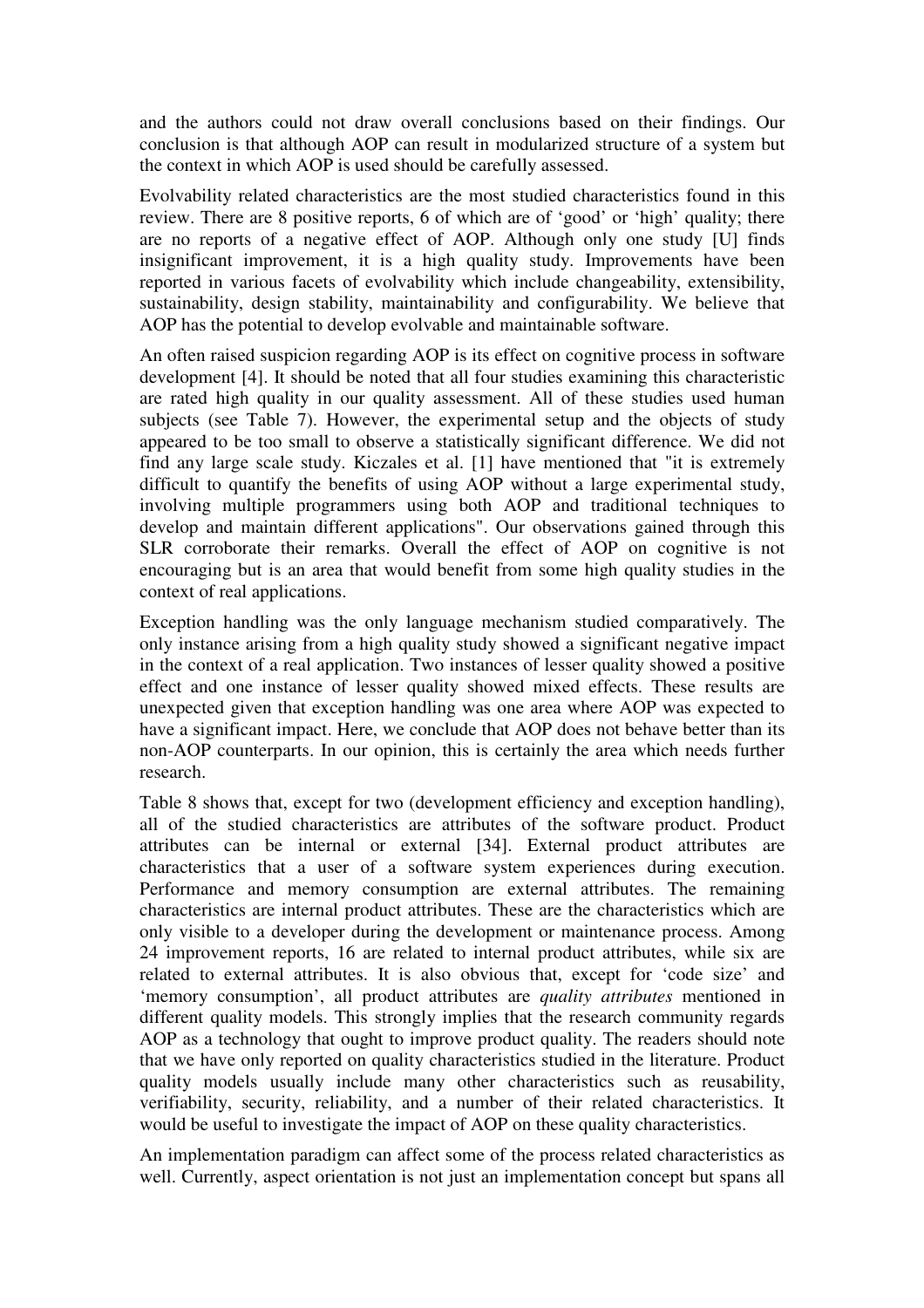and the authors could not draw overall conclusions based on their findings. Our conclusion is that although AOP can result in modularized structure of a system but the context in which AOP is used should be carefully assessed.

Evolvability related characteristics are the most studied characteristics found in this review. There are 8 positive reports, 6 of which are of 'good' or 'high' quality; there are no reports of a negative effect of AOP. Although only one study [U] finds insignificant improvement, it is a high quality study. Improvements have been reported in various facets of evolvability which include changeability, extensibility, sustainability, design stability, maintainability and configurability. We believe that AOP has the potential to develop evolvable and maintainable software.

An often raised suspicion regarding AOP is its effect on cognitive process in software development [4]. It should be noted that all four studies examining this characteristic are rated high quality in our quality assessment. All of these studies used human subjects (see Table 7). However, the experimental setup and the objects of study appeared to be too small to observe a statistically significant difference. We did not find any large scale study. Kiczales et al. [1] have mentioned that "it is extremely difficult to quantify the benefits of using AOP without a large experimental study, involving multiple programmers using both AOP and traditional techniques to develop and maintain different applications". Our observations gained through this SLR corroborate their remarks. Overall the effect of AOP on cognitive is not encouraging but is an area that would benefit from some high quality studies in the context of real applications.

Exception handling was the only language mechanism studied comparatively. The only instance arising from a high quality study showed a significant negative impact in the context of a real application. Two instances of lesser quality showed a positive effect and one instance of lesser quality showed mixed effects. These results are unexpected given that exception handling was one area where AOP was expected to have a significant impact. Here, we conclude that AOP does not behave better than its non-AOP counterparts. In our opinion, this is certainly the area which needs further research.

Table 8 shows that, except for two (development efficiency and exception handling), all of the studied characteristics are attributes of the software product. Product attributes can be internal or external [34]. External product attributes are characteristics that a user of a software system experiences during execution. Performance and memory consumption are external attributes. The remaining characteristics are internal product attributes. These are the characteristics which are only visible to a developer during the development or maintenance process. Among 24 improvement reports, 16 are related to internal product attributes, while six are related to external attributes. It is also obvious that, except for 'code size' and 'memory consumption', all product attributes are *quality attributes* mentioned in different quality models. This strongly implies that the research community regards AOP as a technology that ought to improve product quality. The readers should note that we have only reported on quality characteristics studied in the literature. Product quality models usually include many other characteristics such as reusability, verifiability, security, reliability, and a number of their related characteristics. It would be useful to investigate the impact of AOP on these quality characteristics.

An implementation paradigm can affect some of the process related characteristics as well. Currently, aspect orientation is not just an implementation concept but spans all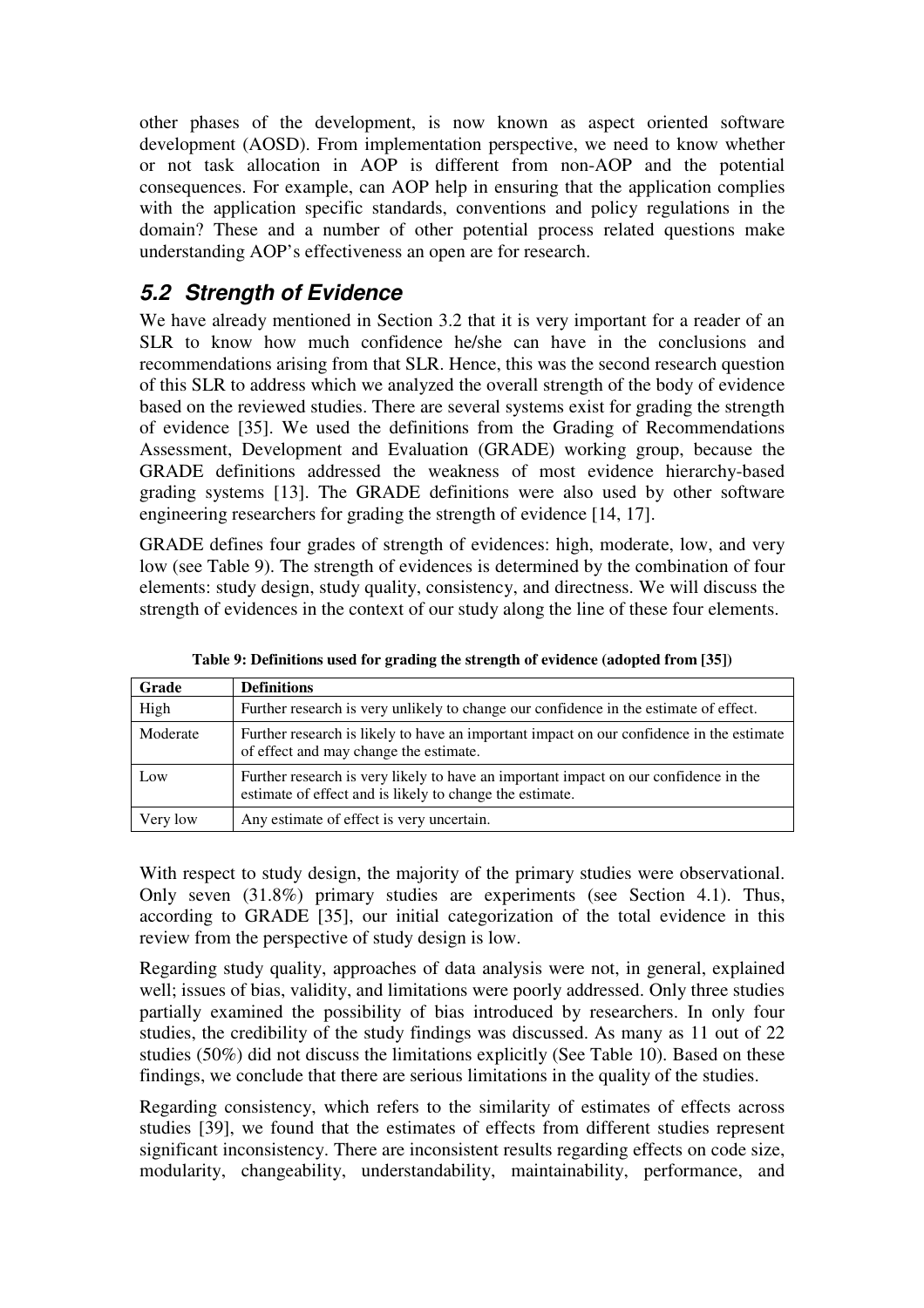other phases of the development, is now known as aspect oriented software development (AOSD). From implementation perspective, we need to know whether or not task allocation in AOP is different from non-AOP and the potential consequences. For example, can AOP help in ensuring that the application complies with the application specific standards, conventions and policy regulations in the domain? These and a number of other potential process related questions make understanding AOP's effectiveness an open are for research.

## *5.2 Strength of Evidence*

We have already mentioned in Section 3.2 that it is very important for a reader of an SLR to know how much confidence he/she can have in the conclusions and recommendations arising from that SLR. Hence, this was the second research question of this SLR to address which we analyzed the overall strength of the body of evidence based on the reviewed studies. There are several systems exist for grading the strength of evidence [35]. We used the definitions from the Grading of Recommendations Assessment, Development and Evaluation (GRADE) working group, because the GRADE definitions addressed the weakness of most evidence hierarchy-based grading systems [13]. The GRADE definitions were also used by other software engineering researchers for grading the strength of evidence [14, 17].

GRADE defines four grades of strength of evidences: high, moderate, low, and very low (see Table 9). The strength of evidences is determined by the combination of four elements: study design, study quality, consistency, and directness. We will discuss the strength of evidences in the context of our study along the line of these four elements.

**Table 9: Definitions used for grading the strength of evidence (adopted from [35])**

| Grade | Definitions |
|---|---|
| High | Further research is very unlikely to change our confidence in the estimate of effect. |
| Moderate | Further research is likely to have an important impact on our confidence in the estimate of effect and may change the estimate. |
| Low | Further research is very likely to have an important impact on our confidence in the estimate of effect and is likely to change the estimate. |
| Very low | Any estimate of effect is very uncertain. |

With respect to study design, the majority of the primary studies were observational. Only seven (31.8%) primary studies are experiments (see Section 4.1). Thus, according to GRADE [35], our initial categorization of the total evidence in this review from the perspective of study design is low.

Regarding study quality, approaches of data analysis were not, in general, explained well; issues of bias, validity, and limitations were poorly addressed. Only three studies partially examined the possibility of bias introduced by researchers. In only four studies, the credibility of the study findings was discussed. As many as 11 out of 22 studies (50%) did not discuss the limitations explicitly (See Table 10). Based on these findings, we conclude that there are serious limitations in the quality of the studies.

Regarding consistency, which refers to the similarity of estimates of effects across studies [39], we found that the estimates of effects from different studies represent significant inconsistency. There are inconsistent results regarding effects on code size, modularity, changeability, understandability, maintainability, performance, and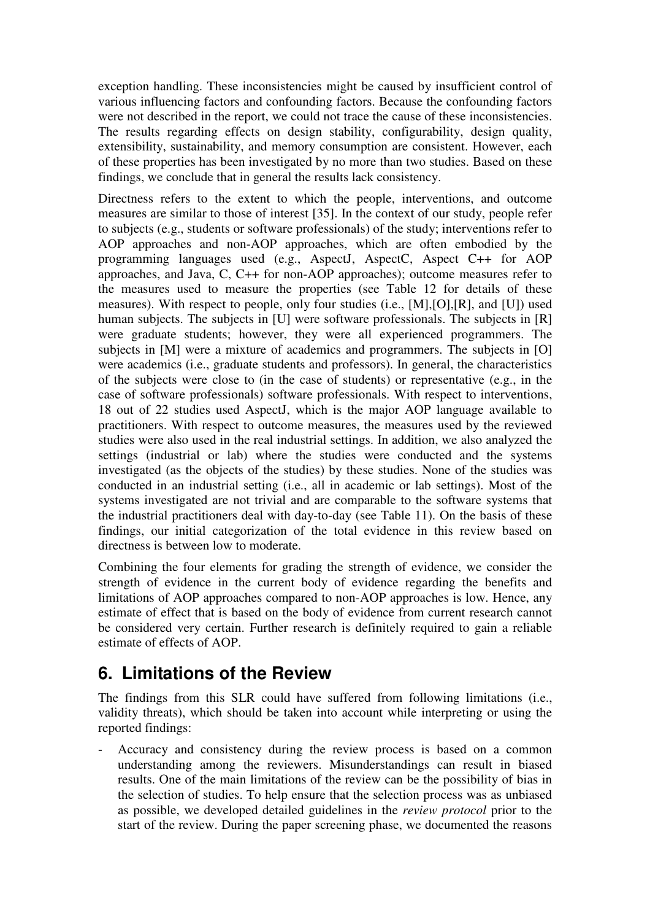exception handling. These inconsistencies might be caused by insufficient control of various influencing factors and confounding factors. Because the confounding factors were not described in the report, we could not trace the cause of these inconsistencies. The results regarding effects on design stability, configurability, design quality, extensibility, sustainability, and memory consumption are consistent. However, each of these properties has been investigated by no more than two studies. Based on these findings, we conclude that in general the results lack consistency.

Directness refers to the extent to which the people, interventions, and outcome measures are similar to those of interest [35]. In the context of our study, people refer to subjects (e.g., students or software professionals) of the study; interventions refer to AOP approaches and non-AOP approaches, which are often embodied by the programming languages used (e.g., AspectJ, AspectC, Aspect C++ for AOP approaches, and Java, C, C++ for non-AOP approaches); outcome measures refer to the measures used to measure the properties (see Table 12 for details of these measures). With respect to people, only four studies (i.e., [M],[O],[R], and [U]) used human subjects. The subjects in [U] were software professionals. The subjects in [R] were graduate students; however, they were all experienced programmers. The subjects in [M] were a mixture of academics and programmers. The subjects in [O] were academics (i.e., graduate students and professors). In general, the characteristics of the subjects were close to (in the case of students) or representative (e.g., in the case of software professionals) software professionals. With respect to interventions, 18 out of 22 studies used AspectJ, which is the major AOP language available to practitioners. With respect to outcome measures, the measures used by the reviewed studies were also used in the real industrial settings. In addition, we also analyzed the settings (industrial or lab) where the studies were conducted and the systems investigated (as the objects of the studies) by these studies. None of the studies was conducted in an industrial setting (i.e., all in academic or lab settings). Most of the systems investigated are not trivial and are comparable to the software systems that the industrial practitioners deal with day-to-day (see Table 11). On the basis of these findings, our initial categorization of the total evidence in this review based on directness is between low to moderate.

Combining the four elements for grading the strength of evidence, we consider the strength of evidence in the current body of evidence regarding the benefits and limitations of AOP approaches compared to non-AOP approaches is low. Hence, any estimate of effect that is based on the body of evidence from current research cannot be considered very certain. Further research is definitely required to gain a reliable estimate of effects of AOP.

## 6. Limitations of the Review

The findings from this SLR could have suffered from following limitations (i.e., validity threats), which should be taken into account while interpreting or using the reported findings:

- Accuracy and consistency during the review process is based on a common understanding among the reviewers. Misunderstandings can result in biased results. One of the main limitations of the review can be the possibility of bias in the selection of studies. To help ensure that the selection process was as unbiased as possible, we developed detailed guidelines in the *review protocol* prior to the start of the review. During the paper screening phase, we documented the reasons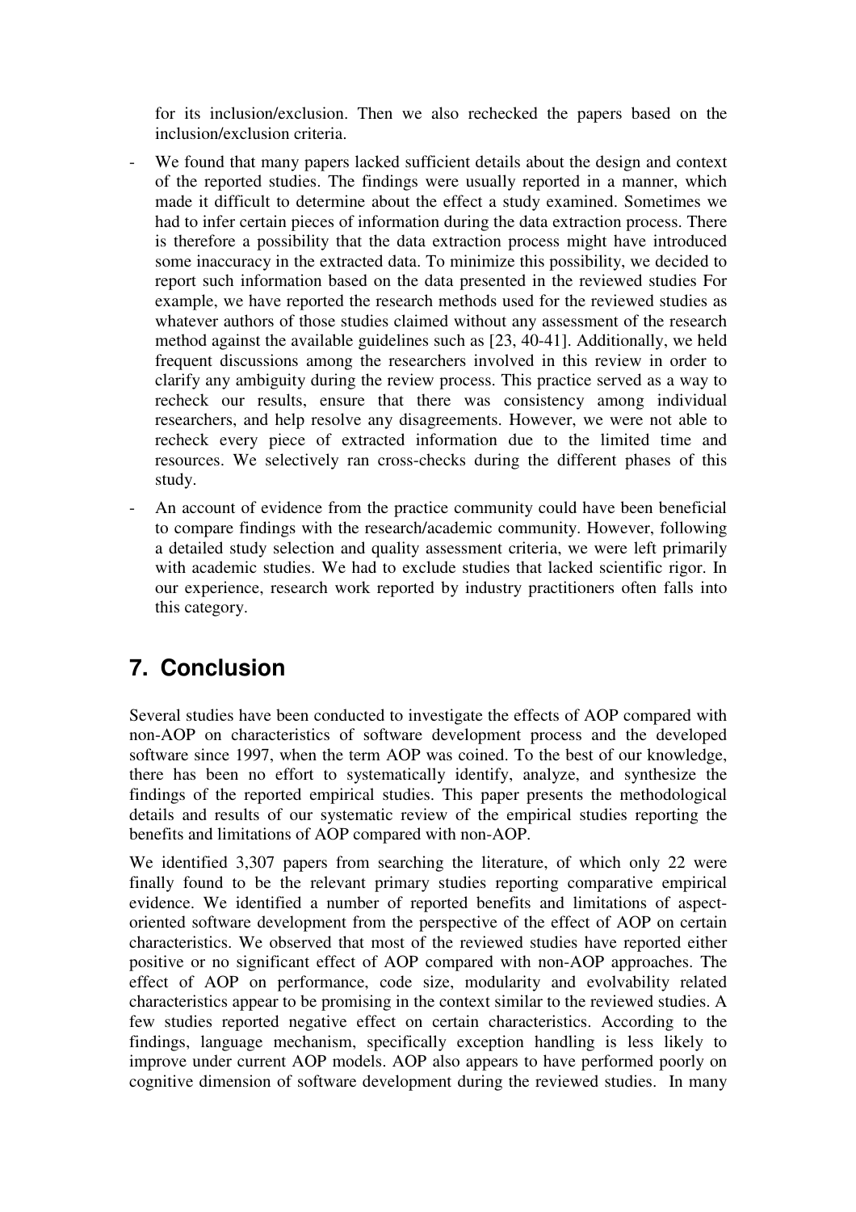for its inclusion/exclusion. Then we also rechecked the papers based on the inclusion/exclusion criteria.

- We found that many papers lacked sufficient details about the design and context of the reported studies. The findings were usually reported in a manner, which made it difficult to determine about the effect a study examined. Sometimes we had to infer certain pieces of information during the data extraction process. There is therefore a possibility that the data extraction process might have introduced some inaccuracy in the extracted data. To minimize this possibility, we decided to report such information based on the data presented in the reviewed studies For example, we have reported the research methods used for the reviewed studies as whatever authors of those studies claimed without any assessment of the research method against the available guidelines such as [23, 40-41]. Additionally, we held frequent discussions among the researchers involved in this review in order to clarify any ambiguity during the review process. This practice served as a way to recheck our results, ensure that there was consistency among individual researchers, and help resolve any disagreements. However, we were not able to recheck every piece of extracted information due to the limited time and resources. We selectively ran cross-checks during the different phases of this study.
- An account of evidence from the practice community could have been beneficial to compare findings with the research/academic community. However, following a detailed study selection and quality assessment criteria, we were left primarily with academic studies. We had to exclude studies that lacked scientific rigor. In our experience, research work reported by industry practitioners often falls into this category.

# 7. Conclusion

Several studies have been conducted to investigate the effects of AOP compared with non-AOP on characteristics of software development process and the developed software since 1997, when the term AOP was coined. To the best of our knowledge, there has been no effort to systematically identify, analyze, and synthesize the findings of the reported empirical studies. This paper presents the methodological details and results of our systematic review of the empirical studies reporting the benefits and limitations of AOP compared with non-AOP.

We identified 3,307 papers from searching the literature, of which only 22 were finally found to be the relevant primary studies reporting comparative empirical evidence. We identified a number of reported benefits and limitations of aspect-oriented software development from the perspective of the effect of AOP on certain characteristics. We observed that most of the reviewed studies have reported either positive or no significant effect of AOP compared with non-AOP approaches. The effect of AOP on performance, code size, modularity and evolvability related characteristics appear to be promising in the context similar to the reviewed studies. A few studies reported negative effect on certain characteristics. According to the findings, language mechanism, specifically exception handling is less likely to improve under current AOP models. AOP also appears to have performed poorly on cognitive dimension of software development during the reviewed studies. In many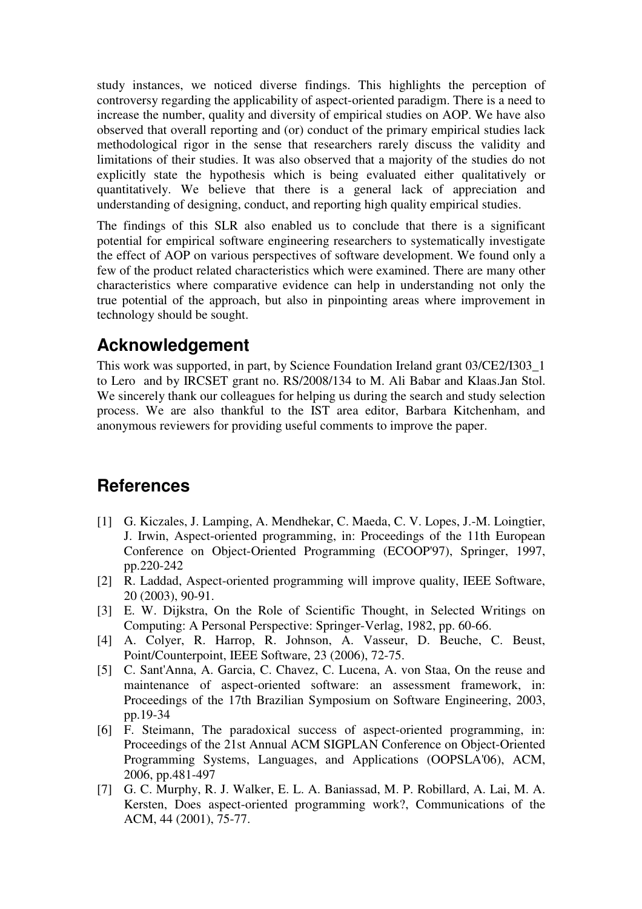study instances, we noticed diverse findings. This highlights the perception of controversy regarding the applicability of aspect-oriented paradigm. There is a need to increase the number, quality and diversity of empirical studies on AOP. We have also observed that overall reporting and (or) conduct of the primary empirical studies lack methodological rigor in the sense that researchers rarely discuss the validity and limitations of their studies. It was also observed that a majority of the studies do not explicitly state the hypothesis which is being evaluated either qualitatively or quantitatively. We believe that there is a general lack of appreciation and understanding of designing, conduct, and reporting high quality empirical studies.

The findings of this SLR also enabled us to conclude that there is a significant potential for empirical software engineering researchers to systematically investigate the effect of AOP on various perspectives of software development. We found only a few of the product related characteristics which were examined. There are many other characteristics where comparative evidence can help in understanding not only the true potential of the approach, but also in pinpointing areas where improvement in technology should be sought.

## Acknowledgement

This work was supported, in part, by Science Foundation Ireland grant 03/CE2/I303_1 to Lero and by IRCSET grant no. RS/2008/134 to M. Ali Babar and Klaas.Jan Stol. We sincerely thank our colleagues for helping us during the search and study selection process. We are also thankful to the IST area editor, Barbara Kitchenham, and anonymous reviewers for providing useful comments to improve the paper.

## References

[1] G. Kiczales, J. Lamping, A. Mendhekar, C. Maeda, C. V. Lopes, J.-M. Loingtier, J. Irwin, Aspect-oriented programming, in: Proceedings of the 11th European Conference on Object-Oriented Programming (ECOOP'97), Springer, 1997, pp.220-242

[2] R. Laddad, Aspect-oriented programming will improve quality, IEEE Software, 20 (2003), 90-91.

[3] E. W. Dijkstra, On the Role of Scientific Thought, in Selected Writings on Computing: A Personal Perspective: Springer-Verlag, 1982, pp. 60-66.

[4] A. Colyer, R. Harrop, R. Johnson, A. Vasseur, D. Beuche, C. Beust, Point/Counterpoint, IEEE Software, 23 (2006), 72-75.

[5] C. Sant'Anna, A. Garcia, C. Chavez, C. Lucena, A. von Staa, On the reuse and maintenance of aspect-oriented software: an assessment framework, in: Proceedings of the 17th Brazilian Symposium on Software Engineering, 2003, pp.19-34

[6] F. Steimann, The paradoxical success of aspect-oriented programming, in: Proceedings of the 21st Annual ACM SIGPLAN Conference on Object-Oriented Programming Systems, Languages, and Applications (OOPSLA'06), ACM, 2006, pp.481-497

[7] G. C. Murphy, R. J. Walker, E. L. A. Baniassad, M. P. Robillard, A. Lai, M. A. Kersten, Does aspect-oriented programming work?, Communications of the ACM, 44 (2001), 75-77.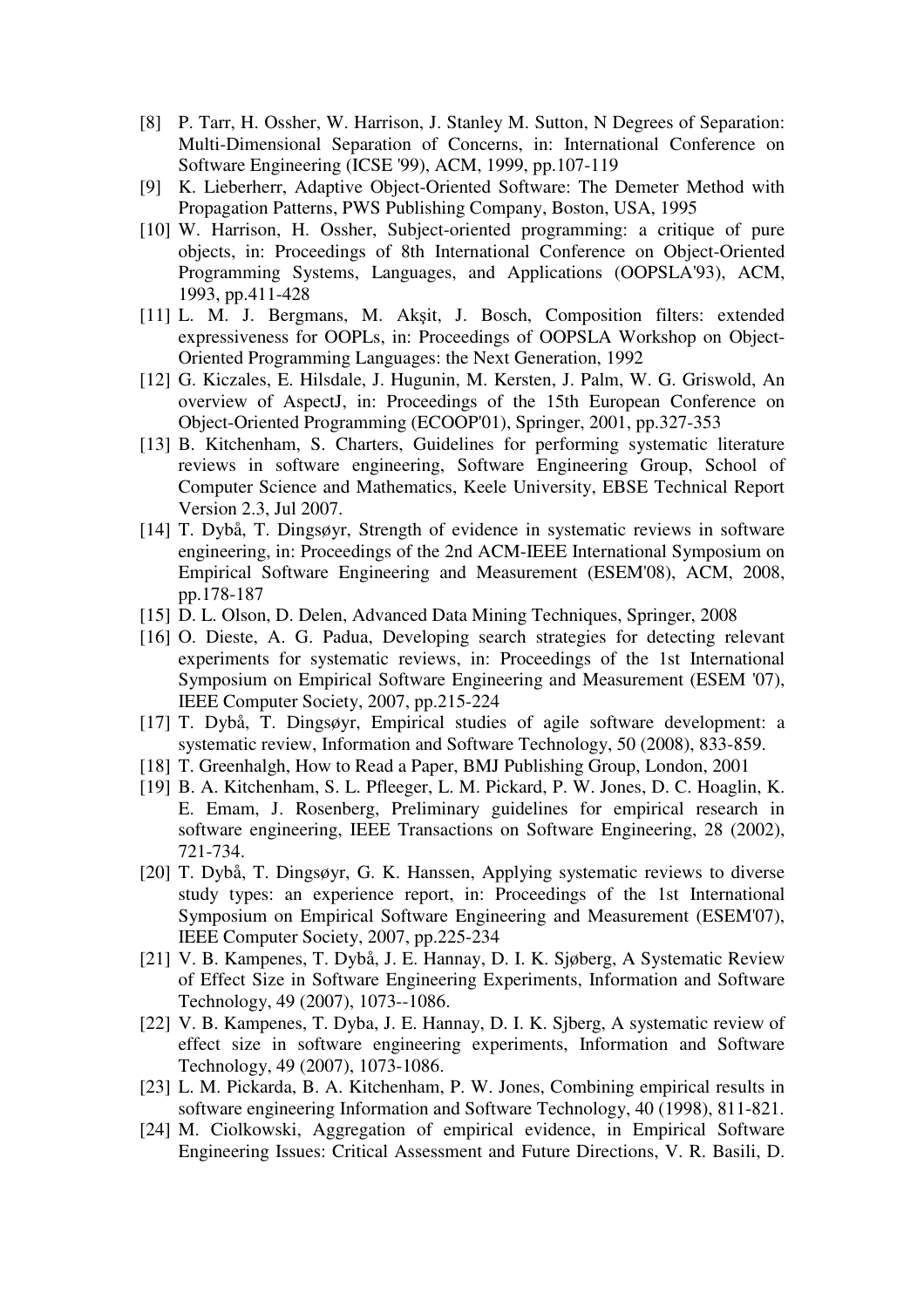[8] P. Tarr, H. Ossher, W. Harrison, J. Stanley M. Sutton, N Degrees of Separation: Multi-Dimensional Separation of Concerns, in: International Conference on Software Engineering (ICSE '99), ACM, 1999, pp.107-119

[9] K. Lieberherr, Adaptive Object-Oriented Software: The Demeter Method with Propagation Patterns, PWS Publishing Company, Boston, USA, 1995

[10] W. Harrison, H. Ossher, Subject-oriented programming: a critique of pure objects, in: Proceedings of 8th International Conference on Object-Oriented Programming Systems, Languages, and Applications (OOPSLA'93), ACM, 1993, pp.411-428

[11] L. M. J. Bergmans, M. Akşit, J. Bosch, Composition filters: extended expressiveness for OOPLs, in: Proceedings of OOPSLA Workshop on Object-Oriented Programming Languages: the Next Generation, 1992

[12] G. Kiczales, E. Hilsdale, J. Hugunin, M. Kersten, J. Palm, W. G. Griswold, An overview of AspectJ, in: Proceedings of the 15th European Conference on Object-Oriented Programming (ECOOP'01), Springer, 2001, pp.327-353

[13] B. Kitchenham, S. Charters, Guidelines for performing systematic literature reviews in software engineering, Software Engineering Group, School of Computer Science and Mathematics, Keele University, EBSE Technical Report Version 2.3, Jul 2007.

[14] T. Dybå, T. Dingsøyr, Strength of evidence in systematic reviews in software engineering, in: Proceedings of the 2nd ACM-IEEE International Symposium on Empirical Software Engineering and Measurement (ESEM'08), ACM, 2008, pp.178-187

[15] D. L. Olson, D. Delen, Advanced Data Mining Techniques, Springer, 2008

[16] O. Dieste, A. G. Padua, Developing search strategies for detecting relevant experiments for systematic reviews, in: Proceedings of the 1st International Symposium on Empirical Software Engineering and Measurement (ESEM '07), IEEE Computer Society, 2007, pp.215-224

[17] T. Dybå, T. Dingsøyr, Empirical studies of agile software development: a systematic review, Information and Software Technology, 50 (2008), 833-859.

[18] T. Greenhalgh, How to Read a Paper, BMJ Publishing Group, London, 2001

[19] B. A. Kitchenham, S. L. Pfleeger, L. M. Pickard, P. W. Jones, D. C. Hoaglin, K. E. Emam, J. Rosenberg, Preliminary guidelines for empirical research in software engineering, IEEE Transactions on Software Engineering, 28 (2002), 721-734.

[20] T. Dybå, T. Dingsøyr, G. K. Hanssen, Applying systematic reviews to diverse study types: an experience report, in: Proceedings of the 1st International Symposium on Empirical Software Engineering and Measurement (ESEM'07), IEEE Computer Society, 2007, pp.225-234

[21] V. B. Kampenes, T. Dybå, J. E. Hannay, D. I. K. Sjøberg, A Systematic Review of Effect Size in Software Engineering Experiments, Information and Software Technology, 49 (2007), 1073--1086.

[22] V. B. Kampenes, T. Dyba, J. E. Hannay, D. I. K. Sjberg, A systematic review of effect size in software engineering experiments, Information and Software Technology, 49 (2007), 1073-1086.

[23] L. M. Pickarda, B. A. Kitchenham, P. W. Jones, Combining empirical results in software engineering Information and Software Technology, 40 (1998), 811-821.

[24] M. Ciolkowski, Aggregation of empirical evidence, in Empirical Software Engineering Issues: Critical Assessment and Future Directions, V. R. Basili, D.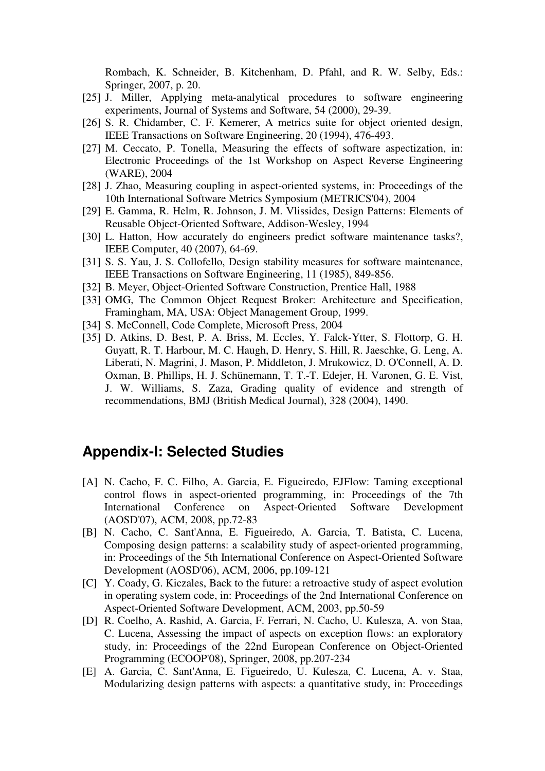Rombach, K. Schneider, B. Kitchenham, D. Pfahl, and R. W. Selby, Eds.: Springer, 2007, p. 20.

[25] J. Miller, Applying meta-analytical procedures to software engineering experiments, Journal of Systems and Software, 54 (2000), 29-39.

[26] S. R. Chidamber, C. F. Kemerer, A metrics suite for object oriented design, IEEE Transactions on Software Engineering, 20 (1994), 476-493.

[27] M. Ceccato, P. Tonella, Measuring the effects of software aspectization, in: Electronic Proceedings of the 1st Workshop on Aspect Reverse Engineering (WARE), 2004

[28] J. Zhao, Measuring coupling in aspect-oriented systems, in: Proceedings of the 10th International Software Metrics Symposium (METRICS'04), 2004

[29] E. Gamma, R. Helm, R. Johnson, J. M. Vlissides, Design Patterns: Elements of Reusable Object-Oriented Software, Addison-Wesley, 1994

[30] L. Hatton, How accurately do engineers predict software maintenance tasks?, IEEE Computer, 40 (2007), 64-69.

[31] S. S. Yau, J. S. Collofello, Design stability measures for software maintenance, IEEE Transactions on Software Engineering, 11 (1985), 849-856.

[32] B. Meyer, Object-Oriented Software Construction, Prentice Hall, 1988

[33] OMG, The Common Object Request Broker: Architecture and Specification, Framingham, MA, USA: Object Management Group, 1999.

[34] S. McConnell, Code Complete, Microsoft Press, 2004

[35] D. Atkins, D. Best, P. A. Briss, M. Eccles, Y. Falck-Ytter, S. Flottorp, G. H. Guyatt, R. T. Harbour, M. C. Haugh, D. Henry, S. Hill, R. Jaeschke, G. Leng, A. Liberati, N. Magrini, J. Mason, P. Middleton, J. Mrukowicz, D. O'Connell, A. D. Oxman, B. Phillips, H. J. Schünemann, T. T.-T. Edejer, H. Varonen, G. E. Vist, J. W. Williams, S. Zaza, Grading quality of evidence and strength of recommendations, BMJ (British Medical Journal), 328 (2004), 1490.

## Appendix-I: Selected Studies

[A] N. Cacho, F. C. Filho, A. Garcia, E. Figueiredo, EJFlow: Taming exceptional control flows in aspect-oriented programming, in: Proceedings of the 7th International Conference on Aspect-Oriented Software Development (AOSD'07), ACM, 2008, pp.72-83

[B] N. Cacho, C. Sant'Anna, E. Figueiredo, A. Garcia, T. Batista, C. Lucena, Composing design patterns: a scalability study of aspect-oriented programming, in: Proceedings of the 5th International Conference on Aspect-Oriented Software Development (AOSD'06), ACM, 2006, pp.109-121

[C] Y. Coady, G. Kiczales, Back to the future: a retroactive study of aspect evolution in operating system code, in: Proceedings of the 2nd International Conference on Aspect-Oriented Software Development, ACM, 2003, pp.50-59

[D] R. Coelho, A. Rashid, A. Garcia, F. Ferrari, N. Cacho, U. Kulesza, A. von Staa, C. Lucena, Assessing the impact of aspects on exception flows: an exploratory study, in: Proceedings of the 22nd European Conference on Object-Oriented Programming (ECOOP'08), Springer, 2008, pp.207-234

[E] A. Garcia, C. Sant'Anna, E. Figueiredo, U. Kulesza, C. Lucena, A. v. Staa, Modularizing design patterns with aspects: a quantitative study, in: Proceedings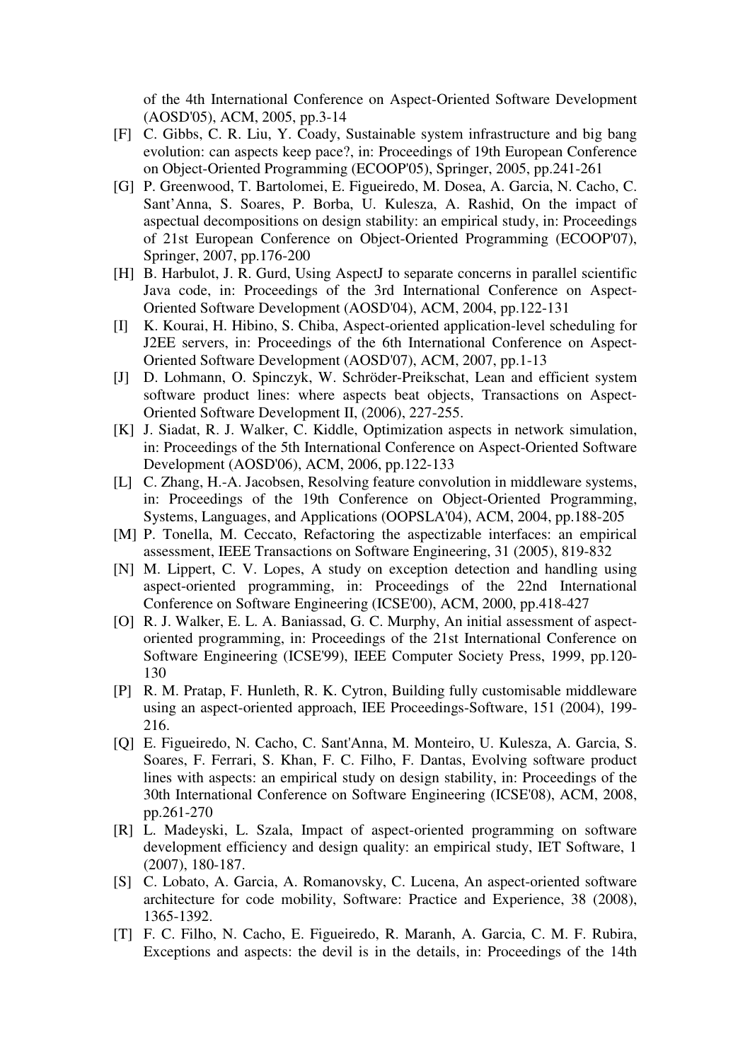of the 4th International Conference on Aspect-Oriented Software Development (AOSD'05), ACM, 2005, pp.3-14

[F] C. Gibbs, C. R. Liu, Y. Coady, Sustainable system infrastructure and big bang evolution: can aspects keep pace?, in: Proceedings of 19th European Conference on Object-Oriented Programming (ECOOP'05), Springer, 2005, pp.241-261

[G] P. Greenwood, T. Bartolomei, E. Figueiredo, M. Dosea, A. Garcia, N. Cacho, C. Sant'Anna, S. Soares, P. Borba, U. Kulesza, A. Rashid, On the impact of aspectual decompositions on design stability: an empirical study, in: Proceedings of 21st European Conference on Object-Oriented Programming (ECOOP'07), Springer, 2007, pp.176-200

[H] B. Harbulot, J. R. Gurd, Using AspectJ to separate concerns in parallel scientific Java code, in: Proceedings of the 3rd International Conference on Aspect-Oriented Software Development (AOSD'04), ACM, 2004, pp.122-131

[I] K. Kourai, H. Hibino, S. Chiba, Aspect-oriented application-level scheduling for J2EE servers, in: Proceedings of the 6th International Conference on Aspect-Oriented Software Development (AOSD'07), ACM, 2007, pp.1-13

[J] D. Lohmann, O. Spinczyk, W. Schröder-Preikschat, Lean and efficient system software product lines: where aspects beat objects, Transactions on Aspect-Oriented Software Development II, (2006), 227-255.

[K] J. Siadat, R. J. Walker, C. Kiddle, Optimization aspects in network simulation, in: Proceedings of the 5th International Conference on Aspect-Oriented Software Development (AOSD'06), ACM, 2006, pp.122-133

[L] C. Zhang, H.-A. Jacobsen, Resolving feature convolution in middleware systems, in: Proceedings of the 19th Conference on Object-Oriented Programming, Systems, Languages, and Applications (OOPSLA'04), ACM, 2004, pp.188-205

[M] P. Tonella, M. Ceccato, Refactoring the aspectizable interfaces: an empirical assessment, IEEE Transactions on Software Engineering, 31 (2005), 819-832

[N] M. Lippert, C. V. Lopes, A study on exception detection and handling using aspect-oriented programming, in: Proceedings of the 22nd International Conference on Software Engineering (ICSE'00), ACM, 2000, pp.418-427

[O] R. J. Walker, E. L. A. Baniassad, G. C. Murphy, An initial assessment of aspect-oriented programming, in: Proceedings of the 21st International Conference on Software Engineering (ICSE'99), IEEE Computer Society Press, 1999, pp.120-130

[P] R. M. Pratap, F. Hunleth, R. K. Cytron, Building fully customisable middleware using an aspect-oriented approach, IEE Proceedings-Software, 151 (2004), 199-216.

[Q] E. Figueiredo, N. Cacho, C. Sant'Anna, M. Monteiro, U. Kulesza, A. Garcia, S. Soares, F. Ferrari, S. Khan, F. C. Filho, F. Dantas, Evolving software product lines with aspects: an empirical study on design stability, in: Proceedings of the 30th International Conference on Software Engineering (ICSE'08), ACM, 2008, pp.261-270

[R] L. Madeyski, L. Szala, Impact of aspect-oriented programming on software development efficiency and design quality: an empirical study, IET Software, 1 (2007), 180-187.

[S] C. Lobato, A. Garcia, A. Romanovsky, C. Lucena, An aspect-oriented software architecture for code mobility, Software: Practice and Experience, 38 (2008), 1365-1392.

[T] F. C. Filho, N. Cacho, E. Figueiredo, R. Maranh, A. Garcia, C. M. F. Rubira, Exceptions and aspects: the devil is in the details, in: Proceedings of the 14th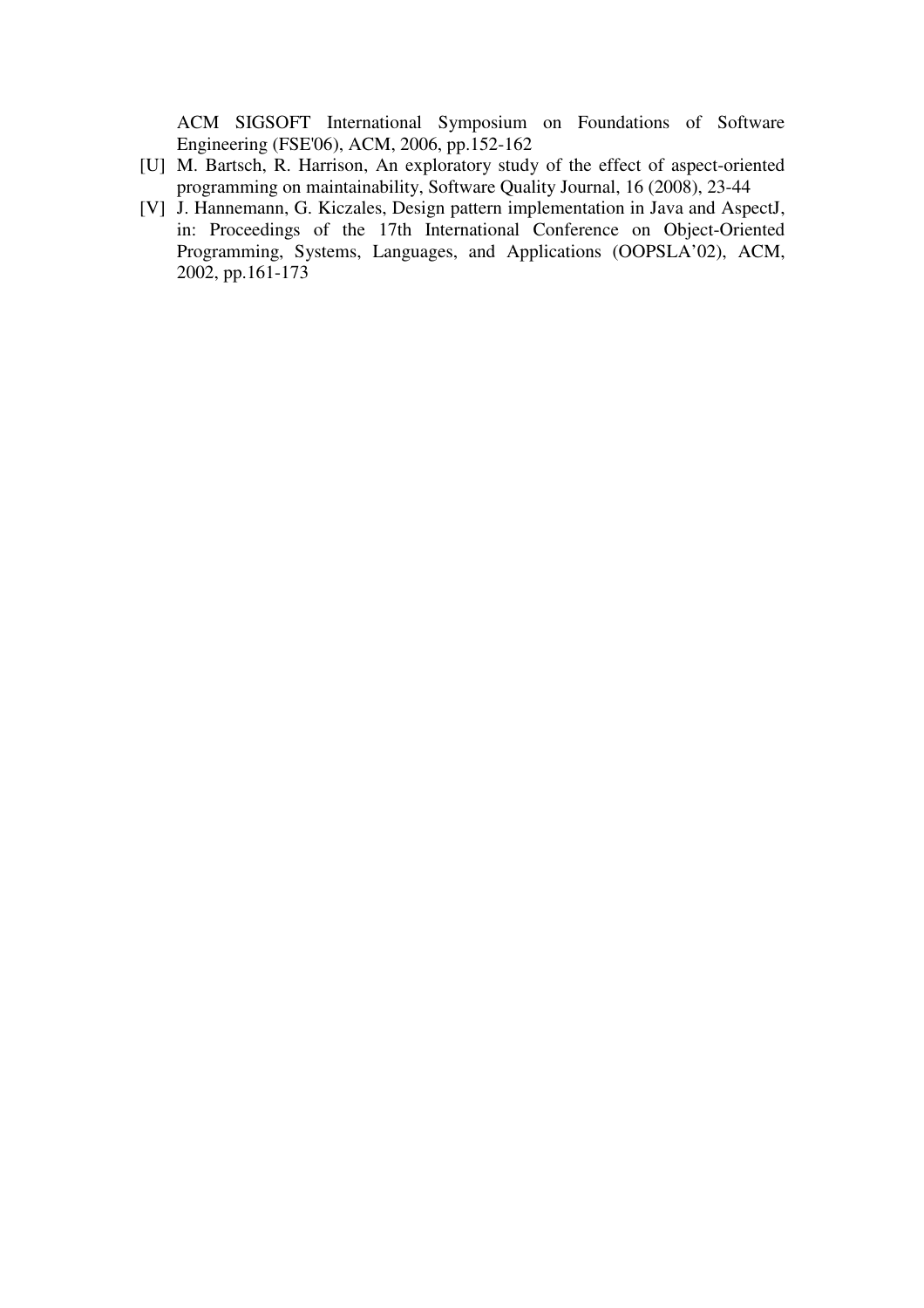ACM SIGSOFT International Symposium on Foundations of Software Engineering (FSE'06), ACM, 2006, pp.152-162

[U] M. Bartsch, R. Harrison, An exploratory study of the effect of aspect-oriented programming on maintainability, Software Quality Journal, 16 (2008), 23-44

[V] J. Hannemann, G. Kiczales, Design pattern implementation in Java and AspectJ, in: Proceedings of the 17th International Conference on Object-Oriented Programming, Systems, Languages, and Applications (OOPSLA'02), ACM, 2002, pp.161-173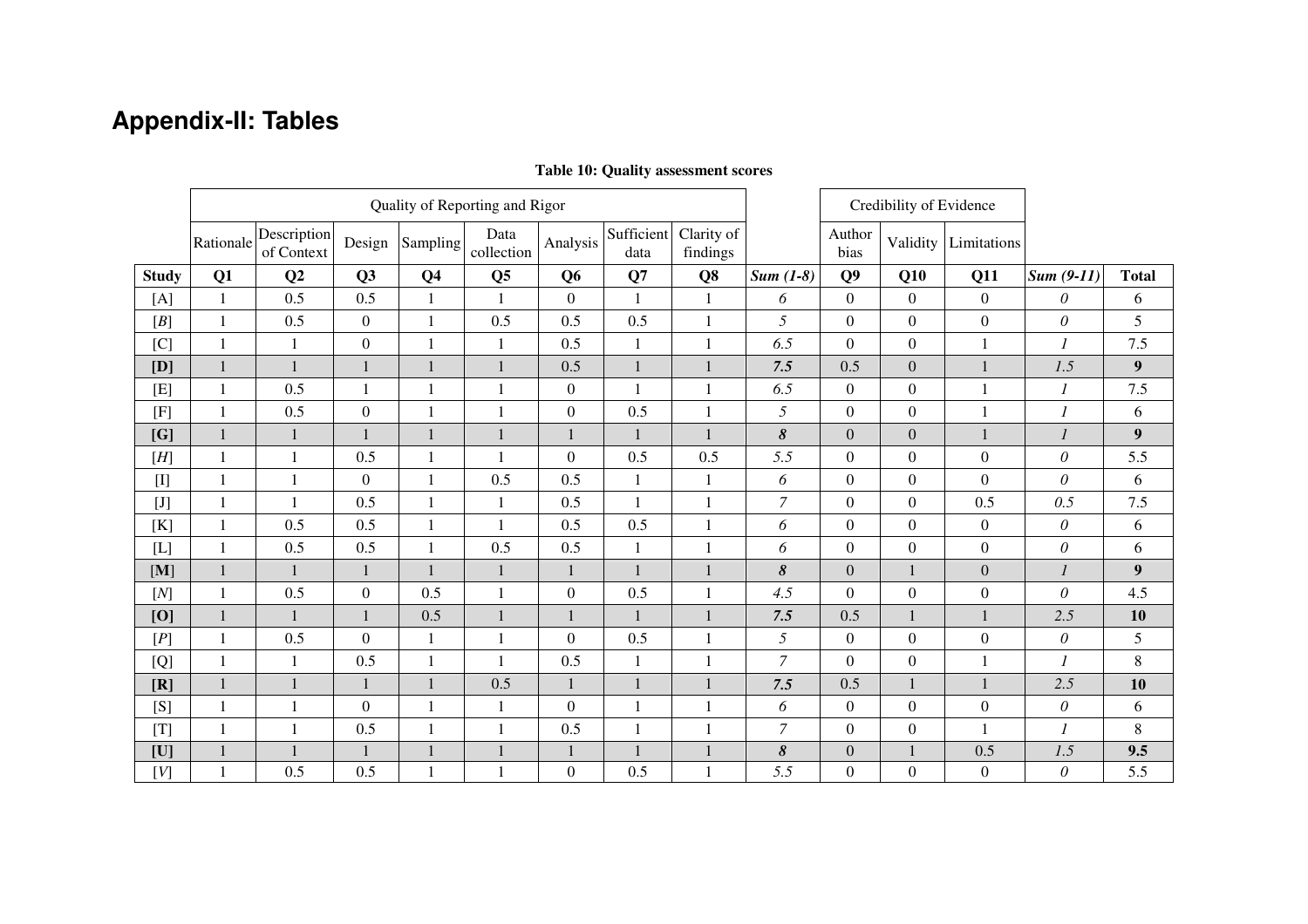## Appendix-II: Tables

**Table 10: Quality assessment scores**

| | Quality of Reporting and Rigor | | | | | | | | | Credibility of Evidence | | | | |
|---|---|---|---|---|---|---|---|---|---|---|---|---|---|---|
| | Rationale | Description of Context | Design | Sampling | Data collection | Analysis | Sufficient data | Clarity of findings | | Author bias | Validity | Limitations | | |
| **Study** | **Q1** | **Q2** | **Q3** | **Q4** | **Q5** | **Q6** | **Q7** | **Q8** | ***Sum (1-8)*** | **Q9** | **Q10** | **Q11** | ***Sum (9-11)*** | **Total** |
| [A] | 1 | 0.5 | 0.5 | 1 | 1 | 0 | 1 | 1 | *6* | 0 | 0 | 0 | *0* | 6 |
| [*B*] | 1 | 0.5 | 0 | 1 | 0.5 | 0.5 | 0.5 | 1 | *5* | 0 | 0 | 0 | *0* | 5 |
| [C] | 1 | 1 | 0 | 1 | 1 | 0.5 | 1 | 1 | *6.5* | 0 | 0 | 1 | *1* | 7.5 |
| **[D]** | 1 | 1 | 1 | 1 | 1 | 0.5 | 1 | 1 | ***7.5*** | 0.5 | 0 | 1 | *1.5* | **9** |
| [E] | 1 | 0.5 | 1 | 1 | 1 | 0 | 1 | 1 | *6.5* | 0 | 0 | 1 | *1* | 7.5 |
| [F] | 1 | 0.5 | 0 | 1 | 1 | 0 | 0.5 | 1 | *5* | 0 | 0 | 1 | *1* | 6 |
| **[G]** | 1 | 1 | 1 | 1 | 1 | 1 | 1 | 1 | ***8*** | 0 | 0 | 1 | *1* | **9** |
| [*H*] | 1 | 1 | 0.5 | 1 | 1 | 0 | 0.5 | 0.5 | *5.5* | 0 | 0 | 0 | *0* | 5.5 |
| [I] | 1 | 1 | 0 | 1 | 0.5 | 0.5 | 1 | 1 | *6* | 0 | 0 | 0 | *0* | 6 |
| [J] | 1 | 1 | 0.5 | 1 | 1 | 0.5 | 1 | 1 | *7* | 0 | 0 | 0.5 | *0.5* | 7.5 |
| [K] | 1 | 0.5 | 0.5 | 1 | 1 | 0.5 | 0.5 | 1 | *6* | 0 | 0 | 0 | *0* | 6 |
| [L] | 1 | 0.5 | 0.5 | 1 | 0.5 | 0.5 | 1 | 1 | *6* | 0 | 0 | 0 | *0* | 6 |
| [**M**] | 1 | 1 | 1 | 1 | 1 | 1 | 1 | 1 | ***8*** | 0 | 1 | 0 | *1* | **9** |
| [*N*] | 1 | 0.5 | 0 | 0.5 | 1 | 0 | 0.5 | 1 | *4.5* | 0 | 0 | 0 | *0* | 4.5 |
| **[O]** | 1 | 1 | 1 | 0.5 | 1 | 1 | 1 | 1 | ***7.5*** | 0.5 | 1 | 1 | *2.5* | **10** |
| [*P*] | 1 | 0.5 | 0 | 1 | 1 | 0 | 0.5 | 1 | *5* | 0 | 0 | 0 | *0* | 5 |
| [Q] | 1 | 1 | 0.5 | 1 | 1 | 0.5 | 1 | 1 | *7* | 0 | 0 | 1 | *1* | 8 |
| **[R]** | 1 | 1 | 1 | 1 | 0.5 | 1 | 1 | 1 | ***7.5*** | 0.5 | 1 | 1 | *2.5* | **10** |
| [S] | 1 | 1 | 0 | 1 | 1 | 0 | 1 | 1 | *6* | 0 | 0 | 0 | *0* | 6 |
| [T] | 1 | 1 | 0.5 | 1 | 1 | 0.5 | 1 | 1 | *7* | 0 | 0 | 1 | *1* | 8 |
| **[U]** | 1 | 1 | 1 | 1 | 1 | 1 | 1 | 1 | ***8*** | 0 | 1 | 0.5 | *1.5* | **9.5** |
| [*V*] | 1 | 0.5 | 0.5 | 1 | 1 | 0 | 0.5 | 1 | *5.5* | 0 | 0 | 0 | *0* | 5.5 |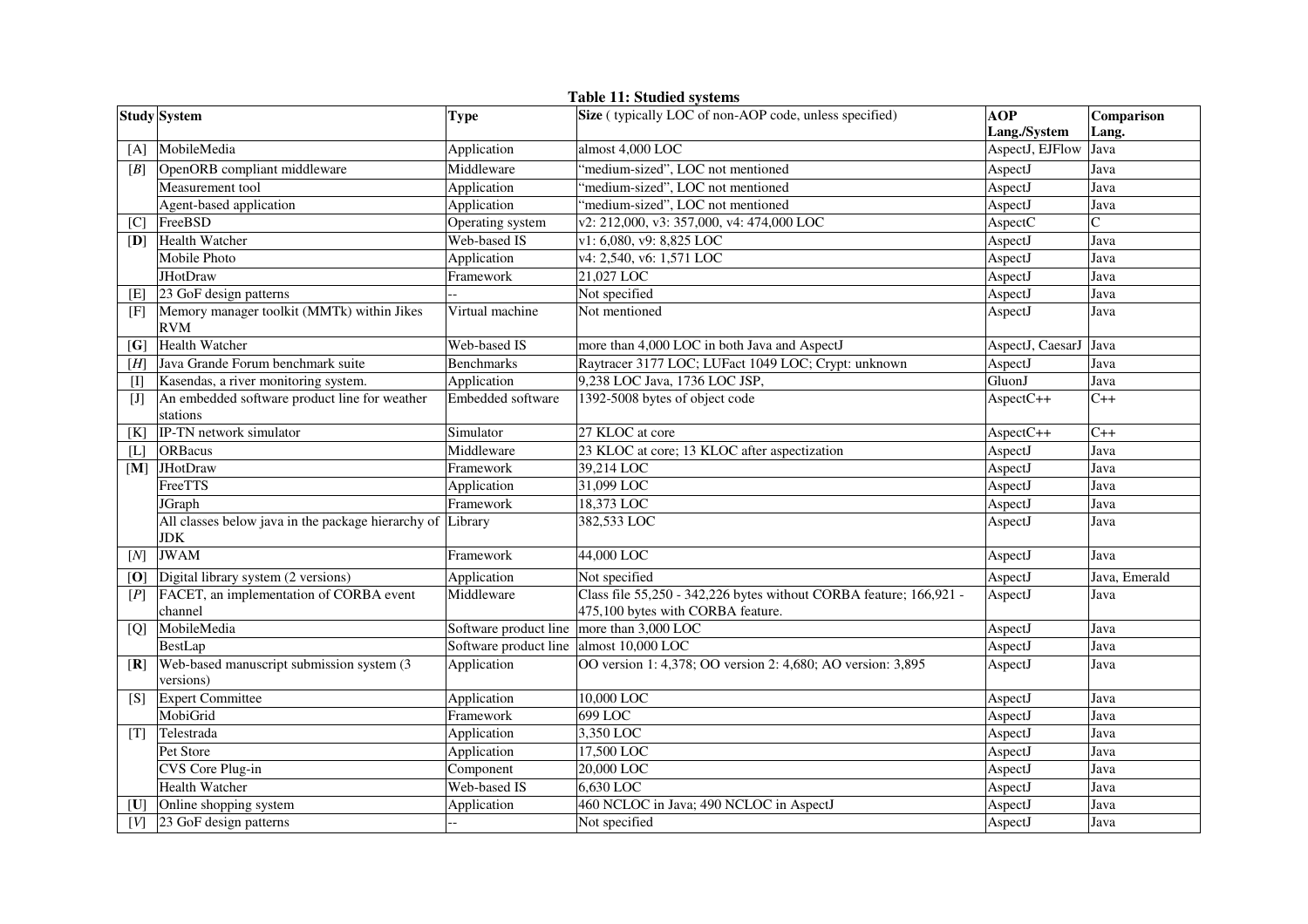**Table 11: Studied systems**

| Study | System | Type | Size ( typically LOC of non-AOP code, unless specified) | AOP Lang./System | Comparison Lang. |
|---|---|---|---|---|---|
| [A] | MobileMedia | Application | almost 4,000 LOC | AspectJ, EJFlow | Java |
| [*B*] | OpenORB compliant middleware | Middleware | "medium-sized", LOC not mentioned | AspectJ | Java |
| | Measurement tool | Application | "medium-sized", LOC not mentioned | AspectJ | Java |
| | Agent-based application | Application | "medium-sized", LOC not mentioned | AspectJ | Java |
| [C] | FreeBSD | Operating system | v2: 212,000, v3: 357,000, v4: 474,000 LOC | AspectC | C |
| [**D**] | Health Watcher | Web-based IS | v1: 6,080, v9: 8,825 LOC | AspectJ | Java |
| | Mobile Photo | Application | v4: 2,540, v6: 1,571 LOC | AspectJ | Java |
| | JHotDraw | Framework | 21,027 LOC | AspectJ | Java |
| [E] | 23 GoF design patterns | -- | Not specified | AspectJ | Java |
| [F] | Memory manager toolkit (MMTk) within Jikes RVM | Virtual machine | Not mentioned | AspectJ | Java |
| [**G**] | Health Watcher | Web-based IS | more than 4,000 LOC in both Java and AspectJ | AspectJ, CaesarJ | Java |
| [*H*] | Java Grande Forum benchmark suite | Benchmarks | Raytracer 3177 LOC; LUFact 1049 LOC; Crypt: unknown | AspectJ | Java |
| [I] | Kasendas, a river monitoring system. | Application | 9,238 LOC Java, 1736 LOC JSP, | GluonJ | Java |
| [J] | An embedded software product line for weather stations | Embedded software | 1392-5008 bytes of object code | AspectC++ | C++ |
| [K] | IP-TN network simulator | Simulator | 27 KLOC at core | AspectC++ | C++ |
| [L] | ORBacus | Middleware | 23 KLOC at core; 13 KLOC after aspectization | AspectJ | Java |
| [**M**] | JHotDraw | Framework | 39,214 LOC | AspectJ | Java |
| | FreeTTS | Application | 31,099 LOC | AspectJ | Java |
| | JGraph | Framework | 18,373 LOC | AspectJ | Java |
| | All classes below java in the package hierarchy of JDK | Library | 382,533 LOC | AspectJ | Java |
| [*N*] | JWAM | Framework | 44,000 LOC | AspectJ | Java |
| [**O**] | Digital library system (2 versions) | Application | Not specified | AspectJ | Java, Emerald |
| [*P*] | FACET, an implementation of CORBA event channel | Middleware | Class file 55,250 - 342,226 bytes without CORBA feature; 166,921 - 475,100 bytes with CORBA feature. | AspectJ | Java |
| [Q] | MobileMedia | Software product line | more than 3,000 LOC | AspectJ | Java |
| | BestLap | Software product line | almost 10,000 LOC | AspectJ | Java |
| [**R**] | Web-based manuscript submission system (3 versions) | Application | OO version 1: 4,378; OO version 2: 4,680; AO version: 3,895 | AspectJ | Java |
| [S] | Expert Committee | Application | 10,000 LOC | AspectJ | Java |
| | MobiGrid | Framework | 699 LOC | AspectJ | Java |
| [T] | Telestrada | Application | 3,350 LOC | AspectJ | Java |
| | Pet Store | Application | 17,500 LOC | AspectJ | Java |
| | CVS Core Plug-in | Component | 20,000 LOC | AspectJ | Java |
| | Health Watcher | Web-based IS | 6,630 LOC | AspectJ | Java |
| [**U**] | Online shopping system | Application | 460 NCLOC in Java; 490 NCLOC in AspectJ | AspectJ | Java |
| [*V*] | 23 GoF design patterns | -- | Not specified | AspectJ | Java |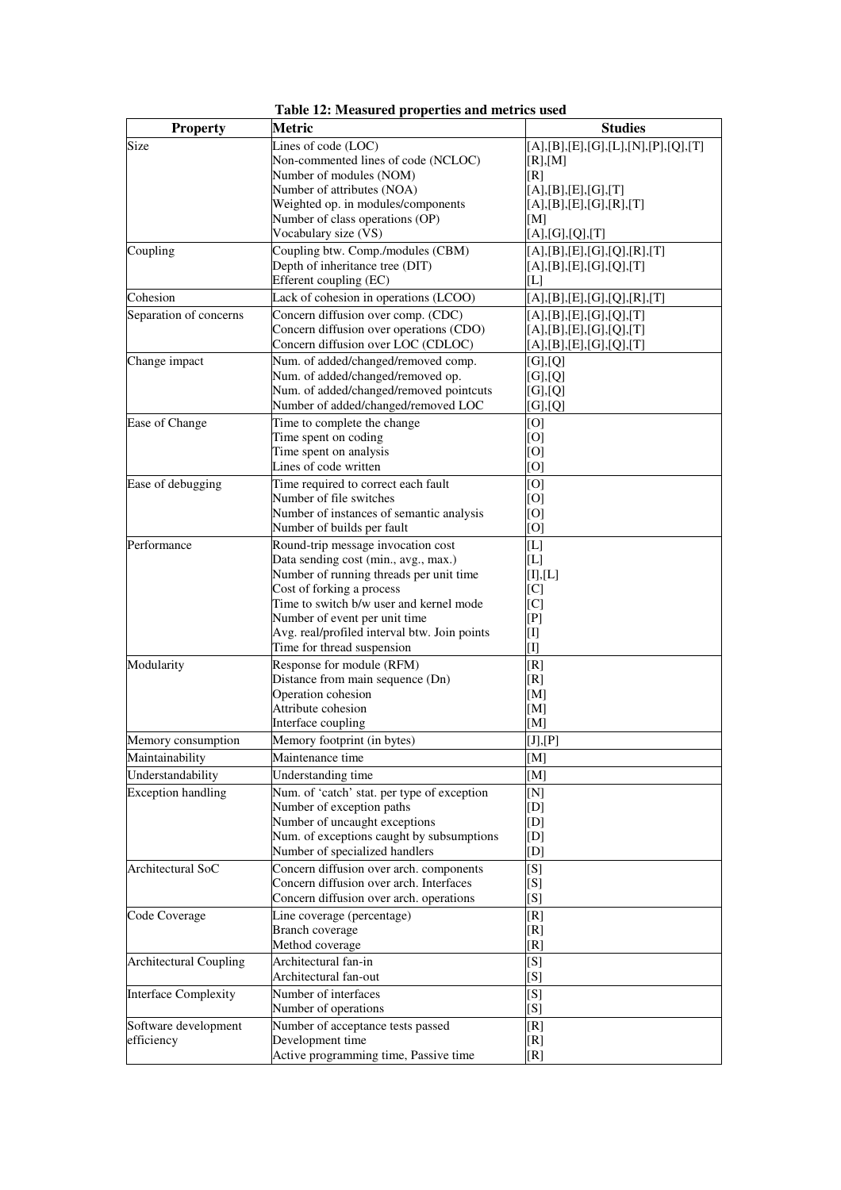**Table 12: Measured properties and metrics used**

| Property | Metric | Studies |
|---|---|---|
| Size | Lines of code (LOC) | [A],[B],[E],[G],[L],[N],[P],[Q],[T] |
| | Non-commented lines of code (NCLOC) | [R],[M] |
| | Number of modules (NOM) | [R] |
| | Number of attributes (NOA) | [A],[B],[E],[G],[T] |
| | Weighted op. in modules/components | [A],[B],[E],[G],[R],[T] |
| | Number of class operations (OP) | [M] |
| | Vocabulary size (VS) | [A],[G],[Q],[T] |
| Coupling | Coupling btw. Comp./modules (CBM) | [A],[B],[E],[G],[Q],[R],[T] |
| | Depth of inheritance tree (DIT) | [A],[B],[E],[G],[Q],[T] |
| | Efferent coupling (EC) | [L] |
| Cohesion | Lack of cohesion in operations (LCOO) | [A],[B],[E],[G],[Q],[R],[T] |
| Separation of concerns | Concern diffusion over comp. (CDC) | [A],[B],[E],[G],[Q],[T] |
| | Concern diffusion over operations (CDO) | [A],[B],[E],[G],[Q],[T] |
| | Concern diffusion over LOC (CDLOC) | [A],[B],[E],[G],[Q],[T] |
| Change impact | Num. of added/changed/removed comp. | [G],[Q] |
| | Num. of added/changed/removed op. | [G],[Q] |
| | Num. of added/changed/removed pointcuts | [G],[Q] |
| | Number of added/changed/removed LOC | [G],[Q] |
| Ease of Change | Time to complete the change | [O] |
| | Time spent on coding | [O] |
| | Time spent on analysis | [O] |
| | Lines of code written | [O] |
| Ease of debugging | Time required to correct each fault | [O] |
| | Number of file switches | [O] |
| | Number of instances of semantic analysis | [O] |
| | Number of builds per fault | [O] |
| Performance | Round-trip message invocation cost | [L] |
| | Data sending cost (min., avg., max.) | [L] |
| | Number of running threads per unit time | [I],[L] |
| | Cost of forking a process | [C] |
| | Time to switch b/w user and kernel mode | [C] |
| | Number of event per unit time | [P] |
| | Avg. real/profiled interval btw. Join points | [I] |
| | Time for thread suspension | [I] |
| Modularity | Response for module (RFM) | [R] |
| | Distance from main sequence (Dn) | [R] |
| | Operation cohesion | [M] |
| | Attribute cohesion | [M] |
| | Interface coupling | [M] |
| Memory consumption | Memory footprint (in bytes) | [J],[P] |
| Maintainability | Maintenance time | [M] |
| Understandability | Understanding time | [M] |
| Exception handling | Num. of 'catch' stat. per type of exception | [N] |
| | Number of exception paths | [D] |
| | Number of uncaught exceptions | [D] |
| | Num. of exceptions caught by subsumptions | [D] |
| | Number of specialized handlers | [D] |
| Architectural SoC | Concern diffusion over arch. components | [S] |
| | Concern diffusion over arch. Interfaces | [S] |
| | Concern diffusion over arch. operations | [S] |
| Code Coverage | Line coverage (percentage) | [R] |
| | Branch coverage | [R] |
| | Method coverage | [R] |
| Architectural Coupling | Architectural fan-in | [S] |
| | Architectural fan-out | [S] |
| Interface Complexity | Number of interfaces | [S] |
| | Number of operations | [S] |
| Software development efficiency | Number of acceptance tests passed | [R] |
| | Development time | [R] |
| | Active programming time, Passive time | [R] |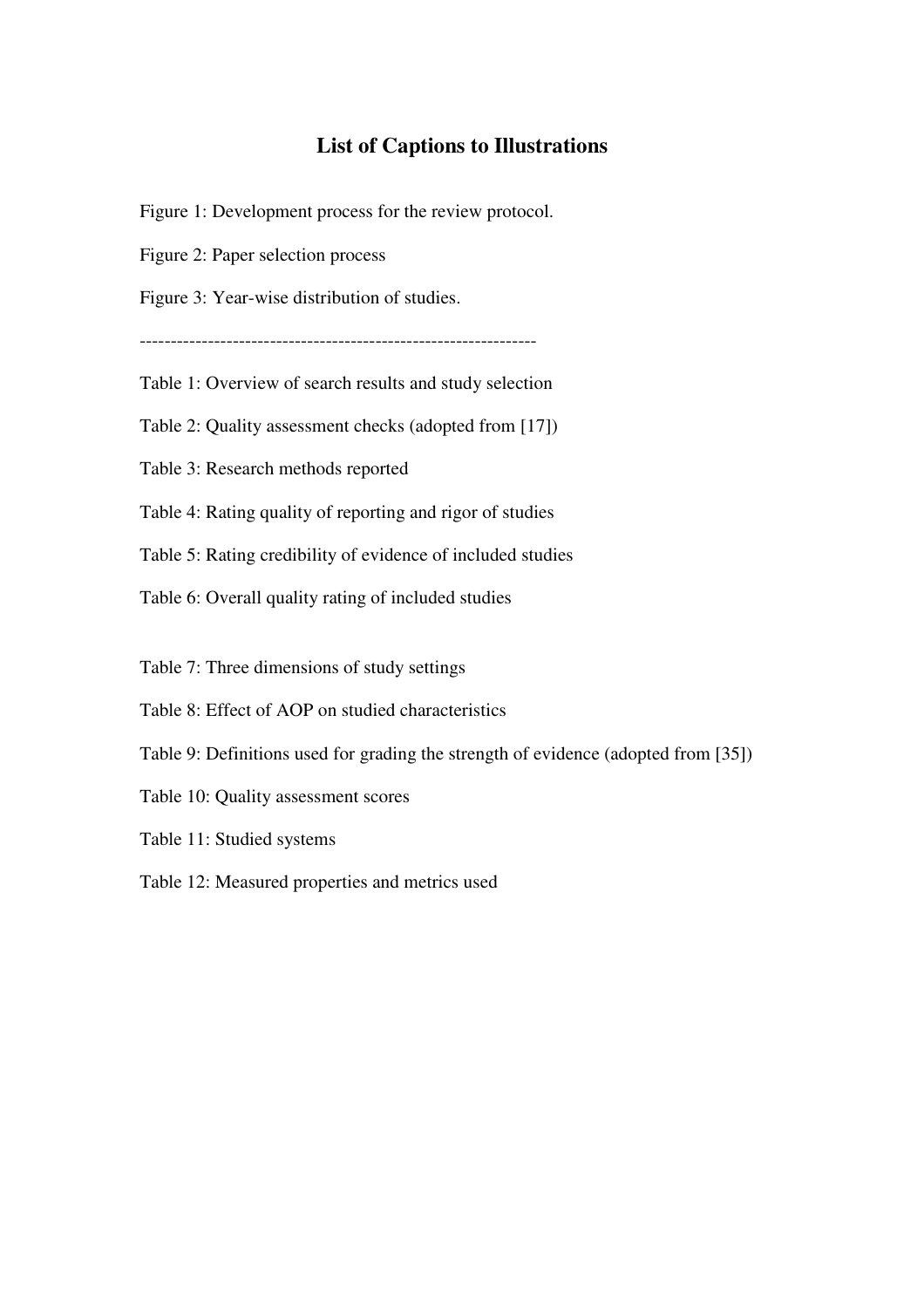# List of Captions to Illustrations

Figure 1: Development process for the review protocol.

Figure 2: Paper selection process

Figure 3: Year-wise distribution of studies.

----------------------------------------------------------------

Table 1: Overview of search results and study selection

Table 2: Quality assessment checks (adopted from [17])

Table 3: Research methods reported

Table 4: Rating quality of reporting and rigor of studies

Table 5: Rating credibility of evidence of included studies

Table 6: Overall quality rating of included studies

Table 7: Three dimensions of study settings

Table 8: Effect of AOP on studied characteristics

Table 9: Definitions used for grading the strength of evidence (adopted from [35])

Table 10: Quality assessment scores

Table 11: Studied systems

Table 12: Measured properties and metrics used